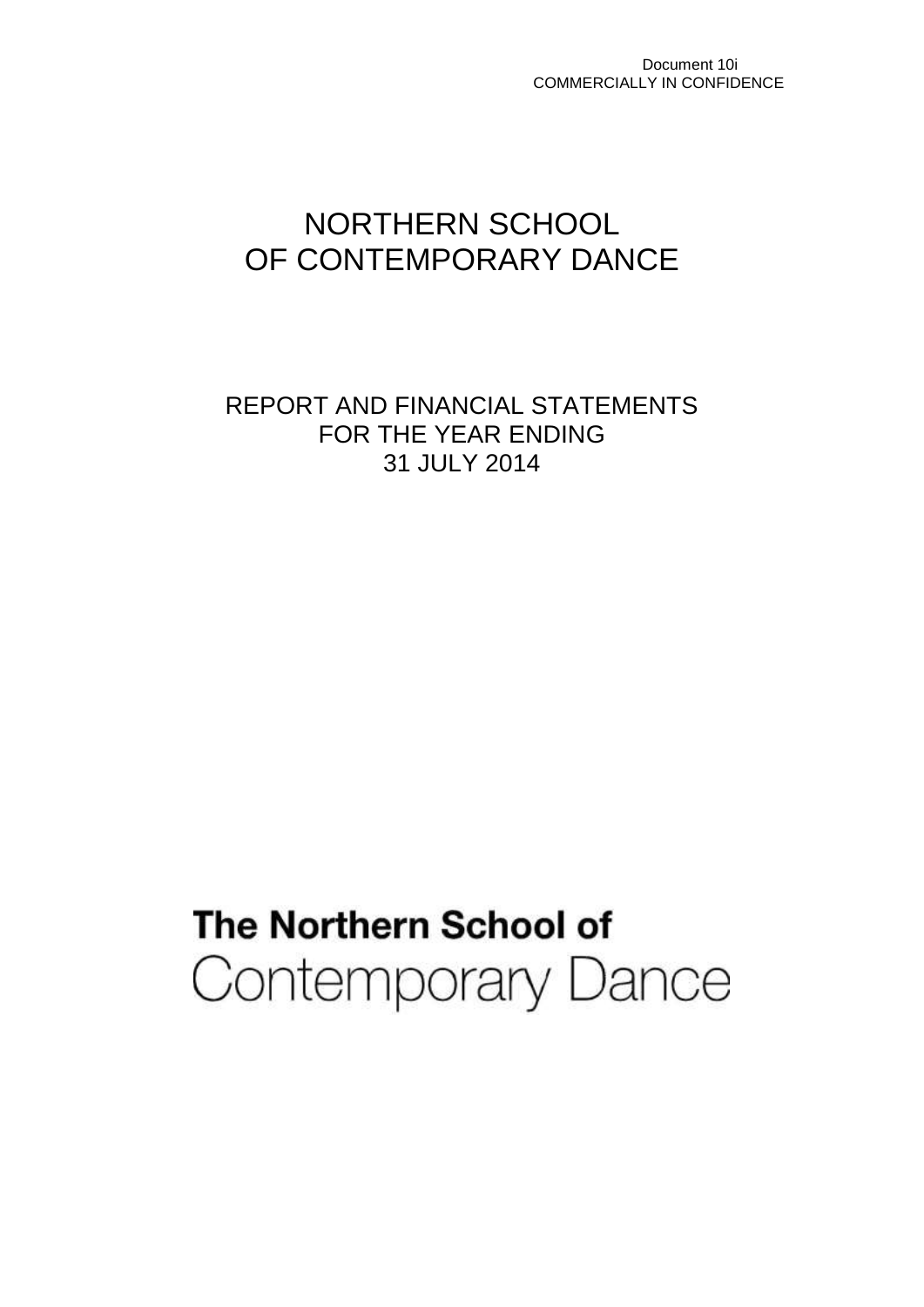Document 10i
COMMERCIALLY IN CONFIDENCE

# NORTHERN SCHOOL OF CONTEMPORARY DANCE

## REPORT AND FINANCIAL STATEMENTS FOR THE YEAR ENDING 31 JULY 2014

**The Northern School of**
Contemporary Dance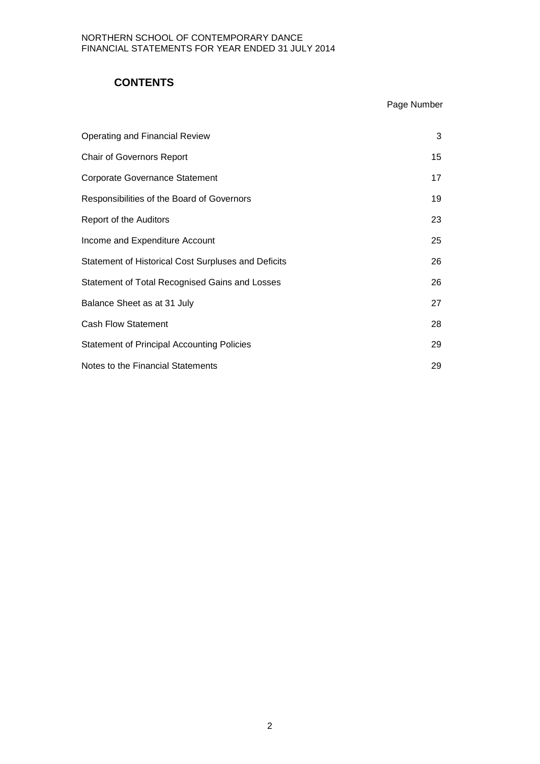## CONTENTS

| | Page Number |
|---|---|
| Operating and Financial Review | 3 |
| Chair of Governors Report | 15 |
| Corporate Governance Statement | 17 |
| Responsibilities of the Board of Governors | 19 |
| Report of the Auditors | 23 |
| Income and Expenditure Account | 25 |
| Statement of Historical Cost Surpluses and Deficits | 26 |
| Statement of Total Recognised Gains and Losses | 26 |
| Balance Sheet as at 31 July | 27 |
| Cash Flow Statement | 28 |
| Statement of Principal Accounting Policies | 29 |
| Notes to the Financial Statements | 29 |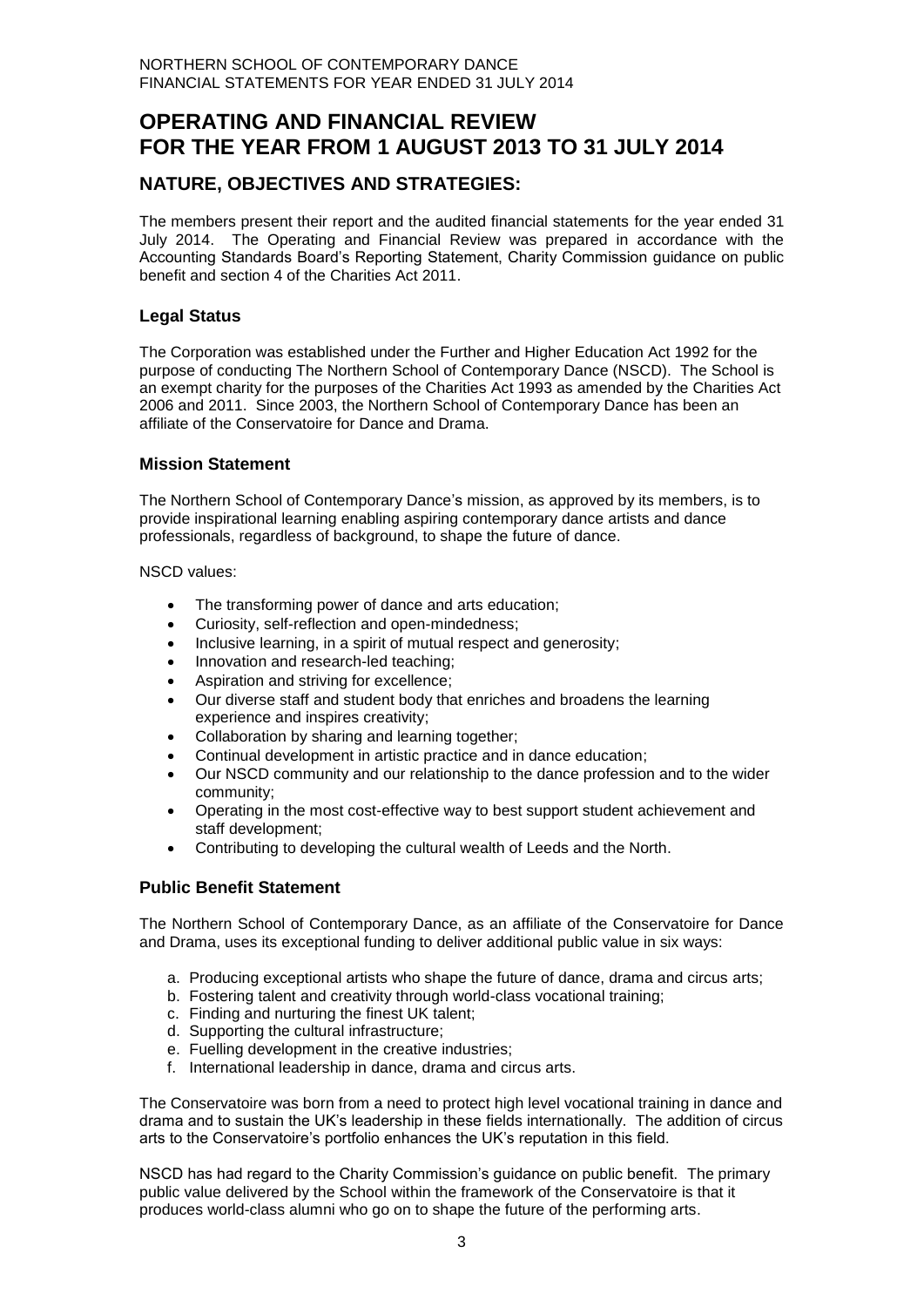# OPERATING AND FINANCIAL REVIEW FOR THE YEAR FROM 1 AUGUST 2013 TO 31 JULY 2014

## NATURE, OBJECTIVES AND STRATEGIES:

The members present their report and the audited financial statements for the year ended 31 July 2014. The Operating and Financial Review was prepared in accordance with the Accounting Standards Board's Reporting Statement, Charity Commission guidance on public benefit and section 4 of the Charities Act 2011.

### Legal Status

The Corporation was established under the Further and Higher Education Act 1992 for the purpose of conducting The Northern School of Contemporary Dance (NSCD). The School is an exempt charity for the purposes of the Charities Act 1993 as amended by the Charities Act 2006 and 2011. Since 2003, the Northern School of Contemporary Dance has been an affiliate of the Conservatoire for Dance and Drama.

### Mission Statement

The Northern School of Contemporary Dance's mission, as approved by its members, is to provide inspirational learning enabling aspiring contemporary dance artists and dance professionals, regardless of background, to shape the future of dance.

NSCD values:

- The transforming power of dance and arts education;
- Curiosity, self-reflection and open-mindedness;
- Inclusive learning, in a spirit of mutual respect and generosity;
- Innovation and research-led teaching;
- Aspiration and striving for excellence;
- Our diverse staff and student body that enriches and broadens the learning experience and inspires creativity;
- Collaboration by sharing and learning together;
- Continual development in artistic practice and in dance education;
- Our NSCD community and our relationship to the dance profession and to the wider community;
- Operating in the most cost-effective way to best support student achievement and staff development;
- Contributing to developing the cultural wealth of Leeds and the North.

### Public Benefit Statement

The Northern School of Contemporary Dance, as an affiliate of the Conservatoire for Dance and Drama, uses its exceptional funding to deliver additional public value in six ways:

a. Producing exceptional artists who shape the future of dance, drama and circus arts;
b. Fostering talent and creativity through world-class vocational training;
c. Finding and nurturing the finest UK talent;
d. Supporting the cultural infrastructure;
e. Fuelling development in the creative industries;
f. International leadership in dance, drama and circus arts.

The Conservatoire was born from a need to protect high level vocational training in dance and drama and to sustain the UK's leadership in these fields internationally. The addition of circus arts to the Conservatoire's portfolio enhances the UK's reputation in this field.

NSCD has had regard to the Charity Commission's guidance on public benefit. The primary public value delivered by the School within the framework of the Conservatoire is that it produces world-class alumni who go on to shape the future of the performing arts.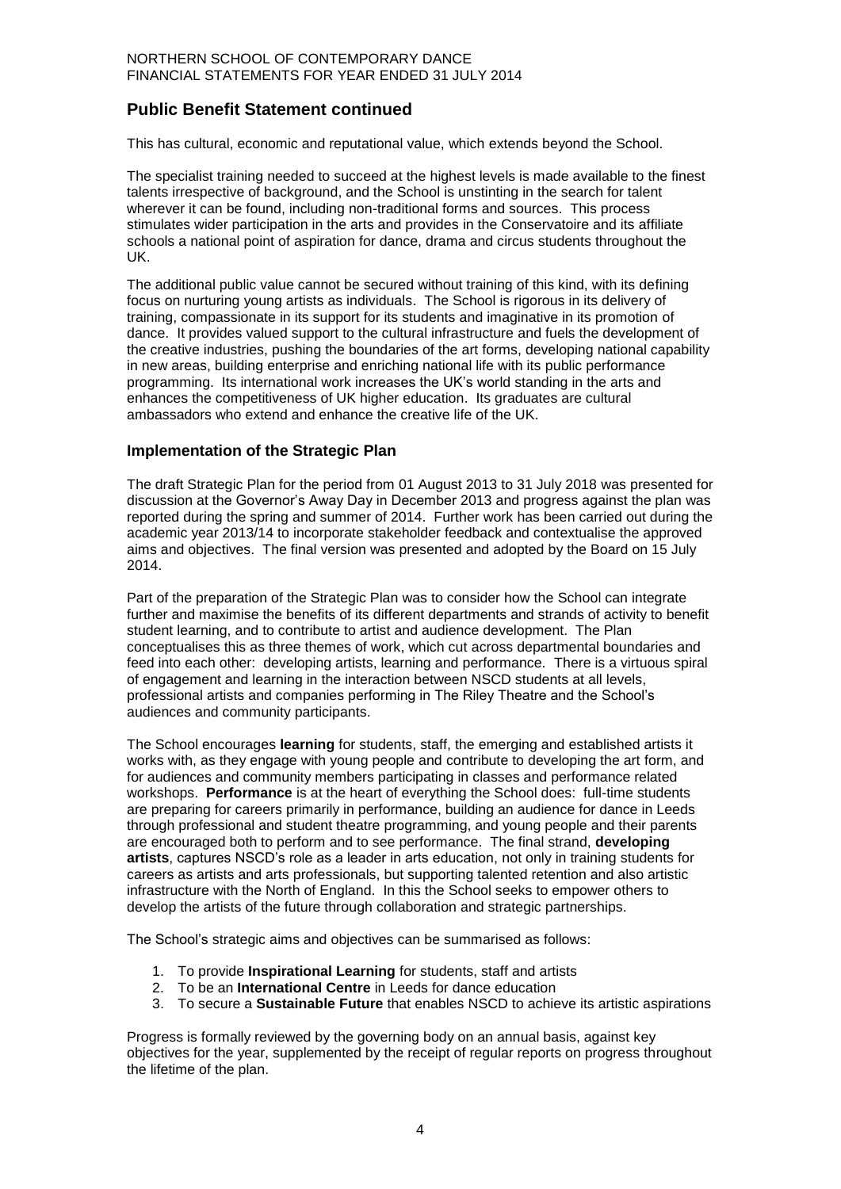## Public Benefit Statement continued

This has cultural, economic and reputational value, which extends beyond the School.

The specialist training needed to succeed at the highest levels is made available to the finest talents irrespective of background, and the School is unstinting in the search for talent wherever it can be found, including non-traditional forms and sources. This process stimulates wider participation in the arts and provides in the Conservatoire and its affiliate schools a national point of aspiration for dance, drama and circus students throughout the UK.

The additional public value cannot be secured without training of this kind, with its defining focus on nurturing young artists as individuals. The School is rigorous in its delivery of training, compassionate in its support for its students and imaginative in its promotion of dance. It provides valued support to the cultural infrastructure and fuels the development of the creative industries, pushing the boundaries of the art forms, developing national capability in new areas, building enterprise and enriching national life with its public performance programming. Its international work increases the UK's world standing in the arts and enhances the competitiveness of UK higher education. Its graduates are cultural ambassadors who extend and enhance the creative life of the UK.

## Implementation of the Strategic Plan

The draft Strategic Plan for the period from 01 August 2013 to 31 July 2018 was presented for discussion at the Governor's Away Day in December 2013 and progress against the plan was reported during the spring and summer of 2014. Further work has been carried out during the academic year 2013/14 to incorporate stakeholder feedback and contextualise the approved aims and objectives. The final version was presented and adopted by the Board on 15 July 2014.

Part of the preparation of the Strategic Plan was to consider how the School can integrate further and maximise the benefits of its different departments and strands of activity to benefit student learning, and to contribute to artist and audience development. The Plan conceptualises this as three themes of work, which cut across departmental boundaries and feed into each other: developing artists, learning and performance. There is a virtuous spiral of engagement and learning in the interaction between NSCD students at all levels, professional artists and companies performing in The Riley Theatre and the School's audiences and community participants.

The School encourages **learning** for students, staff, the emerging and established artists it works with, as they engage with young people and contribute to developing the art form, and for audiences and community members participating in classes and performance related workshops. **Performance** is at the heart of everything the School does: full-time students are preparing for careers primarily in performance, building an audience for dance in Leeds through professional and student theatre programming, and young people and their parents are encouraged both to perform and to see performance. The final strand, **developing artists**, captures NSCD's role as a leader in arts education, not only in training students for careers as artists and arts professionals, but supporting talented retention and also artistic infrastructure with the North of England. In this the School seeks to empower others to develop the artists of the future through collaboration and strategic partnerships.

The School's strategic aims and objectives can be summarised as follows:

1. To provide **Inspirational Learning** for students, staff and artists
2. To be an **International Centre** in Leeds for dance education
3. To secure a **Sustainable Future** that enables NSCD to achieve its artistic aspirations

Progress is formally reviewed by the governing body on an annual basis, against key objectives for the year, supplemented by the receipt of regular reports on progress throughout the lifetime of the plan.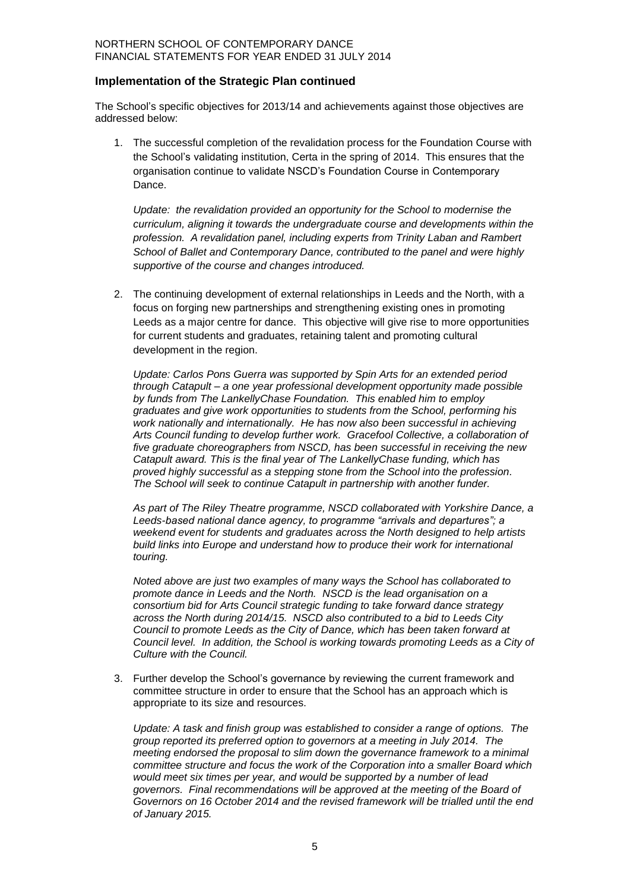## Implementation of the Strategic Plan continued

The School's specific objectives for 2013/14 and achievements against those objectives are addressed below:

1. The successful completion of the revalidation process for the Foundation Course with the School's validating institution, Certa in the spring of 2014. This ensures that the organisation continue to validate NSCD's Foundation Course in Contemporary Dance.

   *Update: the revalidation provided an opportunity for the School to modernise the curriculum, aligning it towards the undergraduate course and developments within the profession. A revalidation panel, including experts from Trinity Laban and Rambert School of Ballet and Contemporary Dance, contributed to the panel and were highly supportive of the course and changes introduced.*

2. The continuing development of external relationships in Leeds and the North, with a focus on forging new partnerships and strengthening existing ones in promoting Leeds as a major centre for dance. This objective will give rise to more opportunities for current students and graduates, retaining talent and promoting cultural development in the region.

   *Update: Carlos Pons Guerra was supported by Spin Arts for an extended period through Catapult – a one year professional development opportunity made possible by funds from The LankellyChase Foundation. This enabled him to employ graduates and give work opportunities to students from the School, performing his work nationally and internationally. He has now also been successful in achieving Arts Council funding to develop further work. Gracefool Collective, a collaboration of five graduate choreographers from NSCD, has been successful in receiving the new Catapult award. This is the final year of The LankellyChase funding, which has proved highly successful as a stepping stone from the School into the profession. The School will seek to continue Catapult in partnership with another funder.*

   *As part of The Riley Theatre programme, NSCD collaborated with Yorkshire Dance, a Leeds-based national dance agency, to programme "arrivals and departures"; a weekend event for students and graduates across the North designed to help artists build links into Europe and understand how to produce their work for international touring.*

   *Noted above are just two examples of many ways the School has collaborated to promote dance in Leeds and the North. NSCD is the lead organisation on a consortium bid for Arts Council strategic funding to take forward dance strategy across the North during 2014/15. NSCD also contributed to a bid to Leeds City Council to promote Leeds as the City of Dance, which has been taken forward at Council level. In addition, the School is working towards promoting Leeds as a City of Culture with the Council.*

3. Further develop the School's governance by reviewing the current framework and committee structure in order to ensure that the School has an approach which is appropriate to its size and resources.

   *Update: A task and finish group was established to consider a range of options. The group reported its preferred option to governors at a meeting in July 2014. The meeting endorsed the proposal to slim down the governance framework to a minimal committee structure and focus the work of the Corporation into a smaller Board which would meet six times per year, and would be supported by a number of lead governors. Final recommendations will be approved at the meeting of the Board of Governors on 16 October 2014 and the revised framework will be trialled until the end of January 2015.*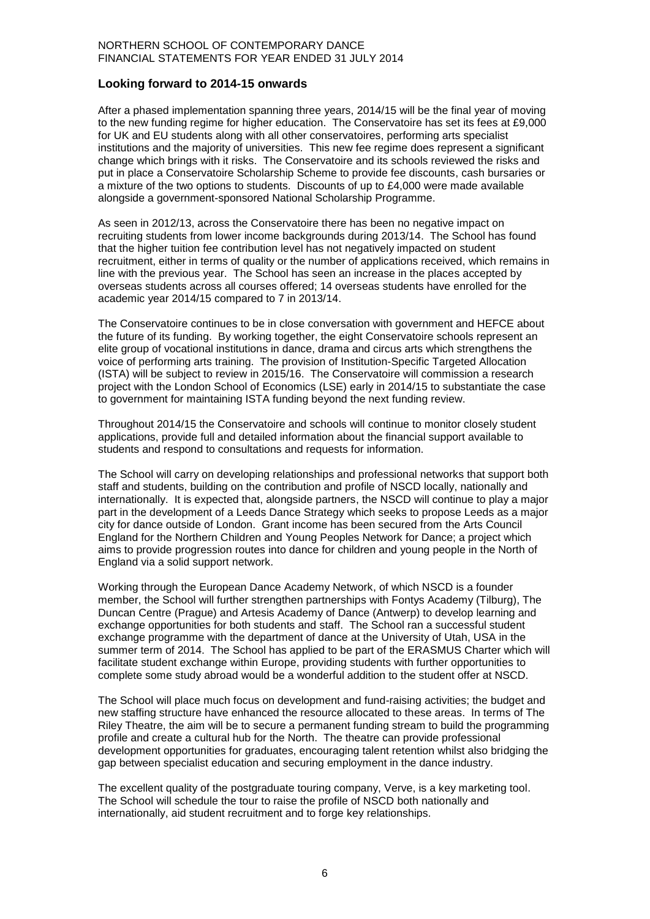## Looking forward to 2014-15 onwards

After a phased implementation spanning three years, 2014/15 will be the final year of moving to the new funding regime for higher education. The Conservatoire has set its fees at £9,000 for UK and EU students along with all other conservatoires, performing arts specialist institutions and the majority of universities. This new fee regime does represent a significant change which brings with it risks. The Conservatoire and its schools reviewed the risks and put in place a Conservatoire Scholarship Scheme to provide fee discounts, cash bursaries or a mixture of the two options to students. Discounts of up to £4,000 were made available alongside a government-sponsored National Scholarship Programme.

As seen in 2012/13, across the Conservatoire there has been no negative impact on recruiting students from lower income backgrounds during 2013/14. The School has found that the higher tuition fee contribution level has not negatively impacted on student recruitment, either in terms of quality or the number of applications received, which remains in line with the previous year. The School has seen an increase in the places accepted by overseas students across all courses offered; 14 overseas students have enrolled for the academic year 2014/15 compared to 7 in 2013/14.

The Conservatoire continues to be in close conversation with government and HEFCE about the future of its funding. By working together, the eight Conservatoire schools represent an elite group of vocational institutions in dance, drama and circus arts which strengthens the voice of performing arts training. The provision of Institution-Specific Targeted Allocation (ISTA) will be subject to review in 2015/16. The Conservatoire will commission a research project with the London School of Economics (LSE) early in 2014/15 to substantiate the case to government for maintaining ISTA funding beyond the next funding review.

Throughout 2014/15 the Conservatoire and schools will continue to monitor closely student applications, provide full and detailed information about the financial support available to students and respond to consultations and requests for information.

The School will carry on developing relationships and professional networks that support both staff and students, building on the contribution and profile of NSCD locally, nationally and internationally. It is expected that, alongside partners, the NSCD will continue to play a major part in the development of a Leeds Dance Strategy which seeks to propose Leeds as a major city for dance outside of London. Grant income has been secured from the Arts Council England for the Northern Children and Young Peoples Network for Dance; a project which aims to provide progression routes into dance for children and young people in the North of England via a solid support network.

Working through the European Dance Academy Network, of which NSCD is a founder member, the School will further strengthen partnerships with Fontys Academy (Tilburg), The Duncan Centre (Prague) and Artesis Academy of Dance (Antwerp) to develop learning and exchange opportunities for both students and staff. The School ran a successful student exchange programme with the department of dance at the University of Utah, USA in the summer term of 2014. The School has applied to be part of the ERASMUS Charter which will facilitate student exchange within Europe, providing students with further opportunities to complete some study abroad would be a wonderful addition to the student offer at NSCD.

The School will place much focus on development and fund-raising activities; the budget and new staffing structure have enhanced the resource allocated to these areas. In terms of The Riley Theatre, the aim will be to secure a permanent funding stream to build the programming profile and create a cultural hub for the North. The theatre can provide professional development opportunities for graduates, encouraging talent retention whilst also bridging the gap between specialist education and securing employment in the dance industry.

The excellent quality of the postgraduate touring company, Verve, is a key marketing tool. The School will schedule the tour to raise the profile of NSCD both nationally and internationally, aid student recruitment and to forge key relationships.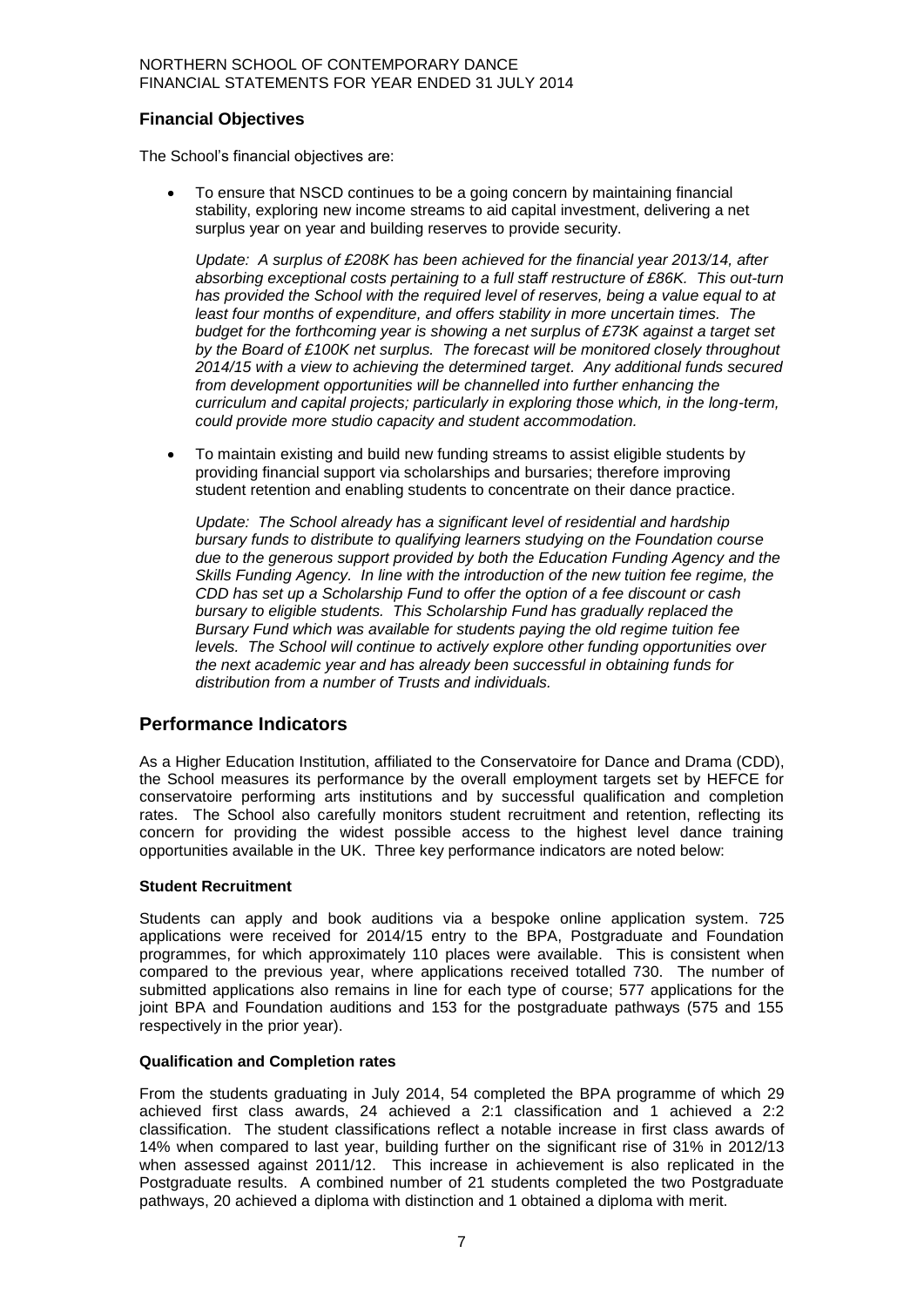## Financial Objectives

The School's financial objectives are:

- To ensure that NSCD continues to be a going concern by maintaining financial stability, exploring new income streams to aid capital investment, delivering a net surplus year on year and building reserves to provide security.

  *Update: A surplus of £208K has been achieved for the financial year 2013/14, after absorbing exceptional costs pertaining to a full staff restructure of £86K. This out-turn has provided the School with the required level of reserves, being a value equal to at least four months of expenditure, and offers stability in more uncertain times. The budget for the forthcoming year is showing a net surplus of £73K against a target set by the Board of £100K net surplus. The forecast will be monitored closely throughout 2014/15 with a view to achieving the determined target. Any additional funds secured from development opportunities will be channelled into further enhancing the curriculum and capital projects; particularly in exploring those which, in the long-term, could provide more studio capacity and student accommodation.*

- To maintain existing and build new funding streams to assist eligible students by providing financial support via scholarships and bursaries; therefore improving student retention and enabling students to concentrate on their dance practice.

  *Update: The School already has a significant level of residential and hardship bursary funds to distribute to qualifying learners studying on the Foundation course due to the generous support provided by both the Education Funding Agency and the Skills Funding Agency. In line with the introduction of the new tuition fee regime, the CDD has set up a Scholarship Fund to offer the option of a fee discount or cash bursary to eligible students. This Scholarship Fund has gradually replaced the Bursary Fund which was available for students paying the old regime tuition fee levels. The School will continue to actively explore other funding opportunities over the next academic year and has already been successful in obtaining funds for distribution from a number of Trusts and individuals.*

## Performance Indicators

As a Higher Education Institution, affiliated to the Conservatoire for Dance and Drama (CDD), the School measures its performance by the overall employment targets set by HEFCE for conservatoire performing arts institutions and by successful qualification and completion rates. The School also carefully monitors student recruitment and retention, reflecting its concern for providing the widest possible access to the highest level dance training opportunities available in the UK. Three key performance indicators are noted below:

### Student Recruitment

Students can apply and book auditions via a bespoke online application system. 725 applications were received for 2014/15 entry to the BPA, Postgraduate and Foundation programmes, for which approximately 110 places were available. This is consistent when compared to the previous year, where applications received totalled 730. The number of submitted applications also remains in line for each type of course; 577 applications for the joint BPA and Foundation auditions and 153 for the postgraduate pathways (575 and 155 respectively in the prior year).

### Qualification and Completion rates

From the students graduating in July 2014, 54 completed the BPA programme of which 29 achieved first class awards, 24 achieved a 2:1 classification and 1 achieved a 2:2 classification. The student classifications reflect a notable increase in first class awards of 14% when compared to last year, building further on the significant rise of 31% in 2012/13 when assessed against 2011/12. This increase in achievement is also replicated in the Postgraduate results. A combined number of 21 students completed the two Postgraduate pathways, 20 achieved a diploma with distinction and 1 obtained a diploma with merit.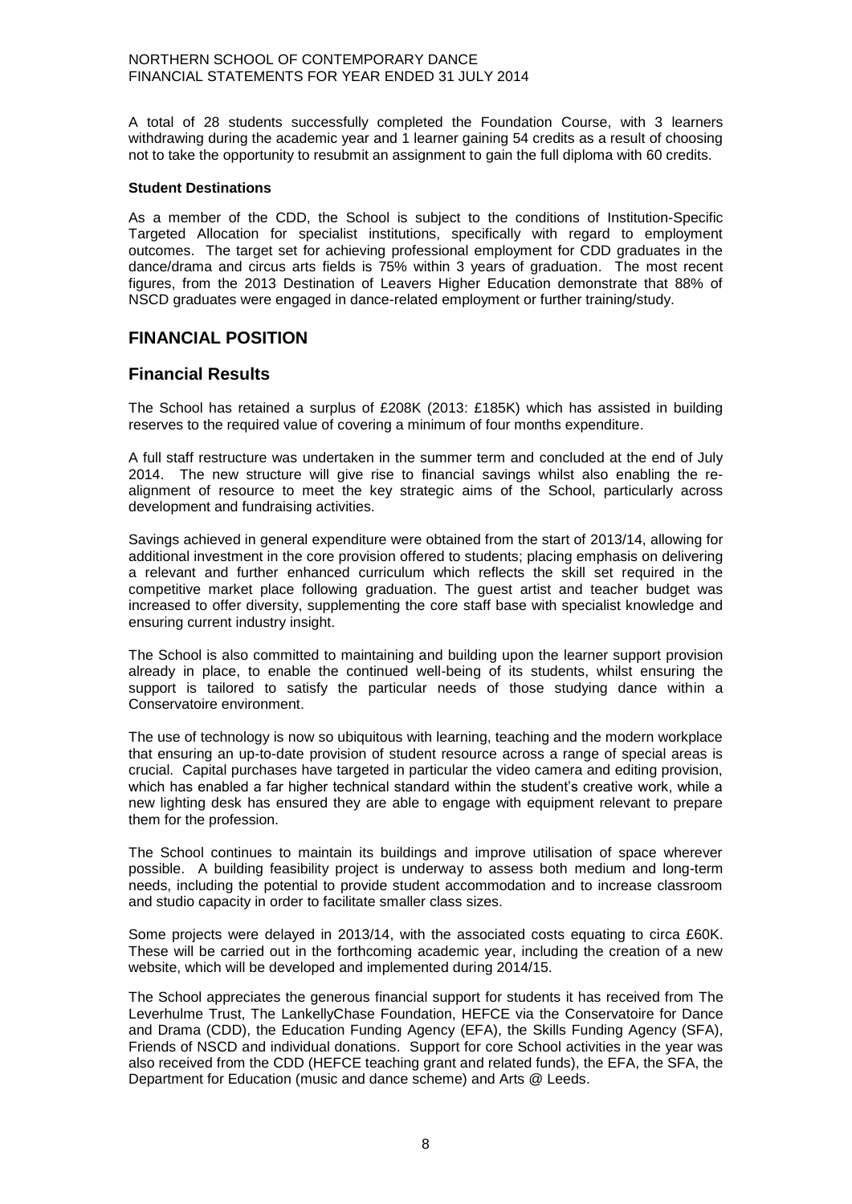A total of 28 students successfully completed the Foundation Course, with 3 learners withdrawing during the academic year and 1 learner gaining 54 credits as a result of choosing not to take the opportunity to resubmit an assignment to gain the full diploma with 60 credits.

**Student Destinations**

As a member of the CDD, the School is subject to the conditions of Institution-Specific Targeted Allocation for specialist institutions, specifically with regard to employment outcomes. The target set for achieving professional employment for CDD graduates in the dance/drama and circus arts fields is 75% within 3 years of graduation. The most recent figures, from the 2013 Destination of Leavers Higher Education demonstrate that 88% of NSCD graduates were engaged in dance-related employment or further training/study.

## FINANCIAL POSITION

## Financial Results

The School has retained a surplus of £208K (2013: £185K) which has assisted in building reserves to the required value of covering a minimum of four months expenditure.

A full staff restructure was undertaken in the summer term and concluded at the end of July 2014. The new structure will give rise to financial savings whilst also enabling the re-alignment of resource to meet the key strategic aims of the School, particularly across development and fundraising activities.

Savings achieved in general expenditure were obtained from the start of 2013/14, allowing for additional investment in the core provision offered to students; placing emphasis on delivering a relevant and further enhanced curriculum which reflects the skill set required in the competitive market place following graduation. The guest artist and teacher budget was increased to offer diversity, supplementing the core staff base with specialist knowledge and ensuring current industry insight.

The School is also committed to maintaining and building upon the learner support provision already in place, to enable the continued well-being of its students, whilst ensuring the support is tailored to satisfy the particular needs of those studying dance within a Conservatoire environment.

The use of technology is now so ubiquitous with learning, teaching and the modern workplace that ensuring an up-to-date provision of student resource across a range of special areas is crucial. Capital purchases have targeted in particular the video camera and editing provision, which has enabled a far higher technical standard within the student's creative work, while a new lighting desk has ensured they are able to engage with equipment relevant to prepare them for the profession.

The School continues to maintain its buildings and improve utilisation of space wherever possible. A building feasibility project is underway to assess both medium and long-term needs, including the potential to provide student accommodation and to increase classroom and studio capacity in order to facilitate smaller class sizes.

Some projects were delayed in 2013/14, with the associated costs equating to circa £60K. These will be carried out in the forthcoming academic year, including the creation of a new website, which will be developed and implemented during 2014/15.

The School appreciates the generous financial support for students it has received from The Leverhulme Trust, The LankellyChase Foundation, HEFCE via the Conservatoire for Dance and Drama (CDD), the Education Funding Agency (EFA), the Skills Funding Agency (SFA), Friends of NSCD and individual donations. Support for core School activities in the year was also received from the CDD (HEFCE teaching grant and related funds), the EFA, the SFA, the Department for Education (music and dance scheme) and Arts @ Leeds.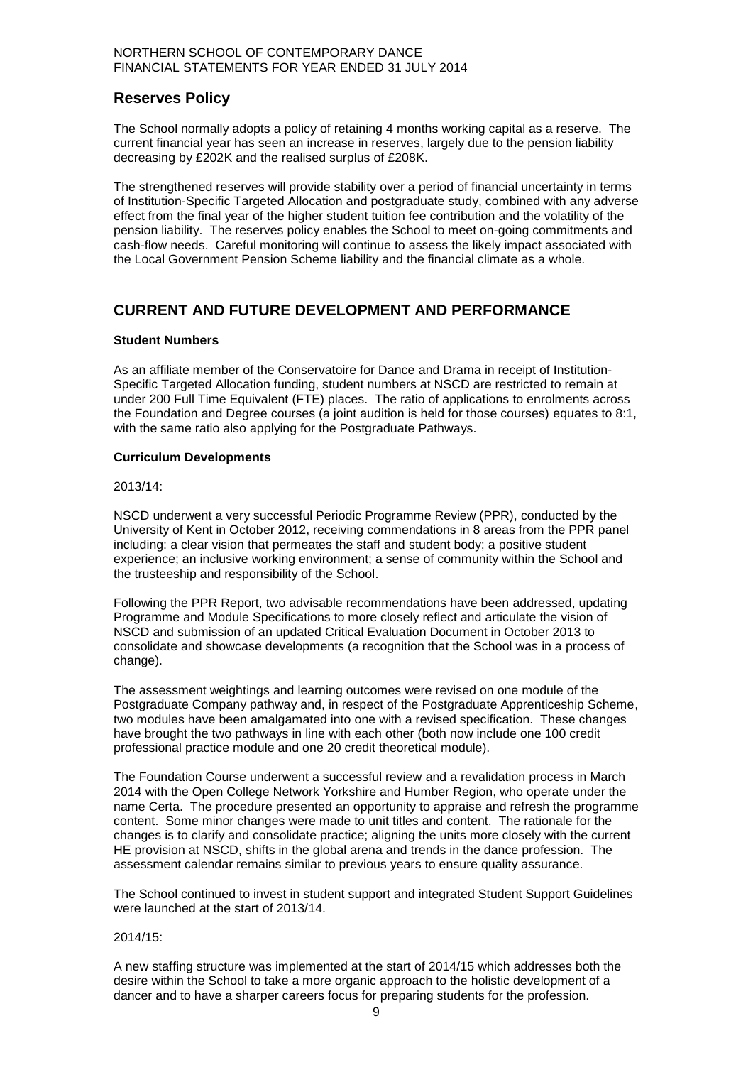## Reserves Policy

The School normally adopts a policy of retaining 4 months working capital as a reserve. The current financial year has seen an increase in reserves, largely due to the pension liability decreasing by £202K and the realised surplus of £208K.

The strengthened reserves will provide stability over a period of financial uncertainty in terms of Institution-Specific Targeted Allocation and postgraduate study, combined with any adverse effect from the final year of the higher student tuition fee contribution and the volatility of the pension liability. The reserves policy enables the School to meet on-going commitments and cash-flow needs. Careful monitoring will continue to assess the likely impact associated with the Local Government Pension Scheme liability and the financial climate as a whole.

## CURRENT AND FUTURE DEVELOPMENT AND PERFORMANCE

**Student Numbers**

As an affiliate member of the Conservatoire for Dance and Drama in receipt of Institution-Specific Targeted Allocation funding, student numbers at NSCD are restricted to remain at under 200 Full Time Equivalent (FTE) places. The ratio of applications to enrolments across the Foundation and Degree courses (a joint audition is held for those courses) equates to 8:1, with the same ratio also applying for the Postgraduate Pathways.

**Curriculum Developments**

2013/14:

NSCD underwent a very successful Periodic Programme Review (PPR), conducted by the University of Kent in October 2012, receiving commendations in 8 areas from the PPR panel including: a clear vision that permeates the staff and student body; a positive student experience; an inclusive working environment; a sense of community within the School and the trusteeship and responsibility of the School.

Following the PPR Report, two advisable recommendations have been addressed, updating Programme and Module Specifications to more closely reflect and articulate the vision of NSCD and submission of an updated Critical Evaluation Document in October 2013 to consolidate and showcase developments (a recognition that the School was in a process of change).

The assessment weightings and learning outcomes were revised on one module of the Postgraduate Company pathway and, in respect of the Postgraduate Apprenticeship Scheme, two modules have been amalgamated into one with a revised specification. These changes have brought the two pathways in line with each other (both now include one 100 credit professional practice module and one 20 credit theoretical module).

The Foundation Course underwent a successful review and a revalidation process in March 2014 with the Open College Network Yorkshire and Humber Region, who operate under the name Certa. The procedure presented an opportunity to appraise and refresh the programme content. Some minor changes were made to unit titles and content. The rationale for the changes is to clarify and consolidate practice; aligning the units more closely with the current HE provision at NSCD, shifts in the global arena and trends in the dance profession. The assessment calendar remains similar to previous years to ensure quality assurance.

The School continued to invest in student support and integrated Student Support Guidelines were launched at the start of 2013/14.

2014/15:

A new staffing structure was implemented at the start of 2014/15 which addresses both the desire within the School to take a more organic approach to the holistic development of a dancer and to have a sharper careers focus for preparing students for the profession.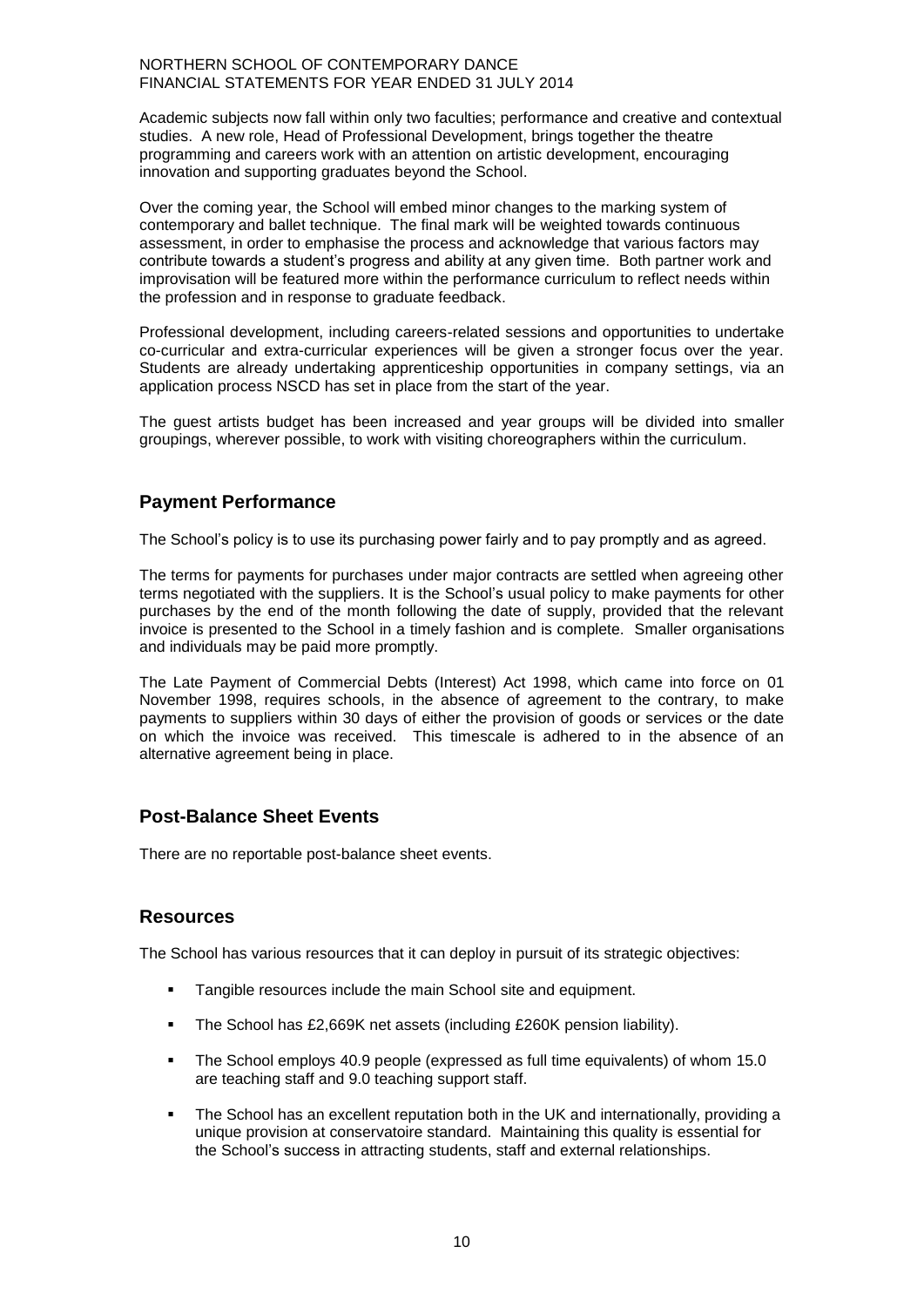Academic subjects now fall within only two faculties; performance and creative and contextual studies. A new role, Head of Professional Development, brings together the theatre programming and careers work with an attention on artistic development, encouraging innovation and supporting graduates beyond the School.

Over the coming year, the School will embed minor changes to the marking system of contemporary and ballet technique. The final mark will be weighted towards continuous assessment, in order to emphasise the process and acknowledge that various factors may contribute towards a student's progress and ability at any given time. Both partner work and improvisation will be featured more within the performance curriculum to reflect needs within the profession and in response to graduate feedback.

Professional development, including careers-related sessions and opportunities to undertake co-curricular and extra-curricular experiences will be given a stronger focus over the year. Students are already undertaking apprenticeship opportunities in company settings, via an application process NSCD has set in place from the start of the year.

The guest artists budget has been increased and year groups will be divided into smaller groupings, wherever possible, to work with visiting choreographers within the curriculum.

## Payment Performance

The School's policy is to use its purchasing power fairly and to pay promptly and as agreed.

The terms for payments for purchases under major contracts are settled when agreeing other terms negotiated with the suppliers. It is the School's usual policy to make payments for other purchases by the end of the month following the date of supply, provided that the relevant invoice is presented to the School in a timely fashion and is complete. Smaller organisations and individuals may be paid more promptly.

The Late Payment of Commercial Debts (Interest) Act 1998, which came into force on 01 November 1998, requires schools, in the absence of agreement to the contrary, to make payments to suppliers within 30 days of either the provision of goods or services or the date on which the invoice was received. This timescale is adhered to in the absence of an alternative agreement being in place.

## Post-Balance Sheet Events

There are no reportable post-balance sheet events.

## Resources

The School has various resources that it can deploy in pursuit of its strategic objectives:

- Tangible resources include the main School site and equipment.
- The School has £2,669K net assets (including £260K pension liability).
- The School employs 40.9 people (expressed as full time equivalents) of whom 15.0 are teaching staff and 9.0 teaching support staff.
- The School has an excellent reputation both in the UK and internationally, providing a unique provision at conservatoire standard. Maintaining this quality is essential for the School's success in attracting students, staff and external relationships.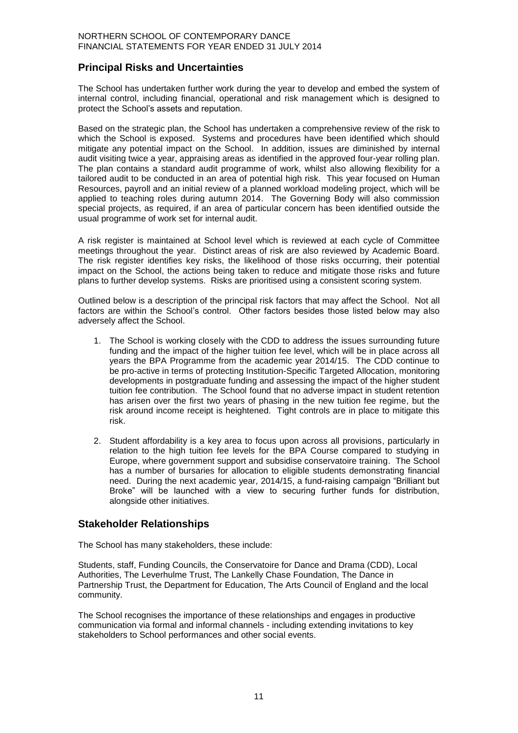## Principal Risks and Uncertainties

The School has undertaken further work during the year to develop and embed the system of internal control, including financial, operational and risk management which is designed to protect the School's assets and reputation.

Based on the strategic plan, the School has undertaken a comprehensive review of the risk to which the School is exposed. Systems and procedures have been identified which should mitigate any potential impact on the School. In addition, issues are diminished by internal audit visiting twice a year, appraising areas as identified in the approved four-year rolling plan. The plan contains a standard audit programme of work, whilst also allowing flexibility for a tailored audit to be conducted in an area of potential high risk. This year focused on Human Resources, payroll and an initial review of a planned workload modeling project, which will be applied to teaching roles during autumn 2014. The Governing Body will also commission special projects, as required, if an area of particular concern has been identified outside the usual programme of work set for internal audit.

A risk register is maintained at School level which is reviewed at each cycle of Committee meetings throughout the year. Distinct areas of risk are also reviewed by Academic Board. The risk register identifies key risks, the likelihood of those risks occurring, their potential impact on the School, the actions being taken to reduce and mitigate those risks and future plans to further develop systems. Risks are prioritised using a consistent scoring system.

Outlined below is a description of the principal risk factors that may affect the School. Not all factors are within the School's control. Other factors besides those listed below may also adversely affect the School.

1. The School is working closely with the CDD to address the issues surrounding future funding and the impact of the higher tuition fee level, which will be in place across all years the BPA Programme from the academic year 2014/15. The CDD continue to be pro-active in terms of protecting Institution-Specific Targeted Allocation, monitoring developments in postgraduate funding and assessing the impact of the higher student tuition fee contribution. The School found that no adverse impact in student retention has arisen over the first two years of phasing in the new tuition fee regime, but the risk around income receipt is heightened. Tight controls are in place to mitigate this risk.

2. Student affordability is a key area to focus upon across all provisions, particularly in relation to the high tuition fee levels for the BPA Course compared to studying in Europe, where government support and subsidise conservatoire training. The School has a number of bursaries for allocation to eligible students demonstrating financial need. During the next academic year, 2014/15, a fund-raising campaign "Brilliant but Broke" will be launched with a view to securing further funds for distribution, alongside other initiatives.

## Stakeholder Relationships

The School has many stakeholders, these include:

Students, staff, Funding Councils, the Conservatoire for Dance and Drama (CDD), Local Authorities, The Leverhulme Trust, The Lankelly Chase Foundation, The Dance in Partnership Trust, the Department for Education, The Arts Council of England and the local community.

The School recognises the importance of these relationships and engages in productive communication via formal and informal channels - including extending invitations to key stakeholders to School performances and other social events.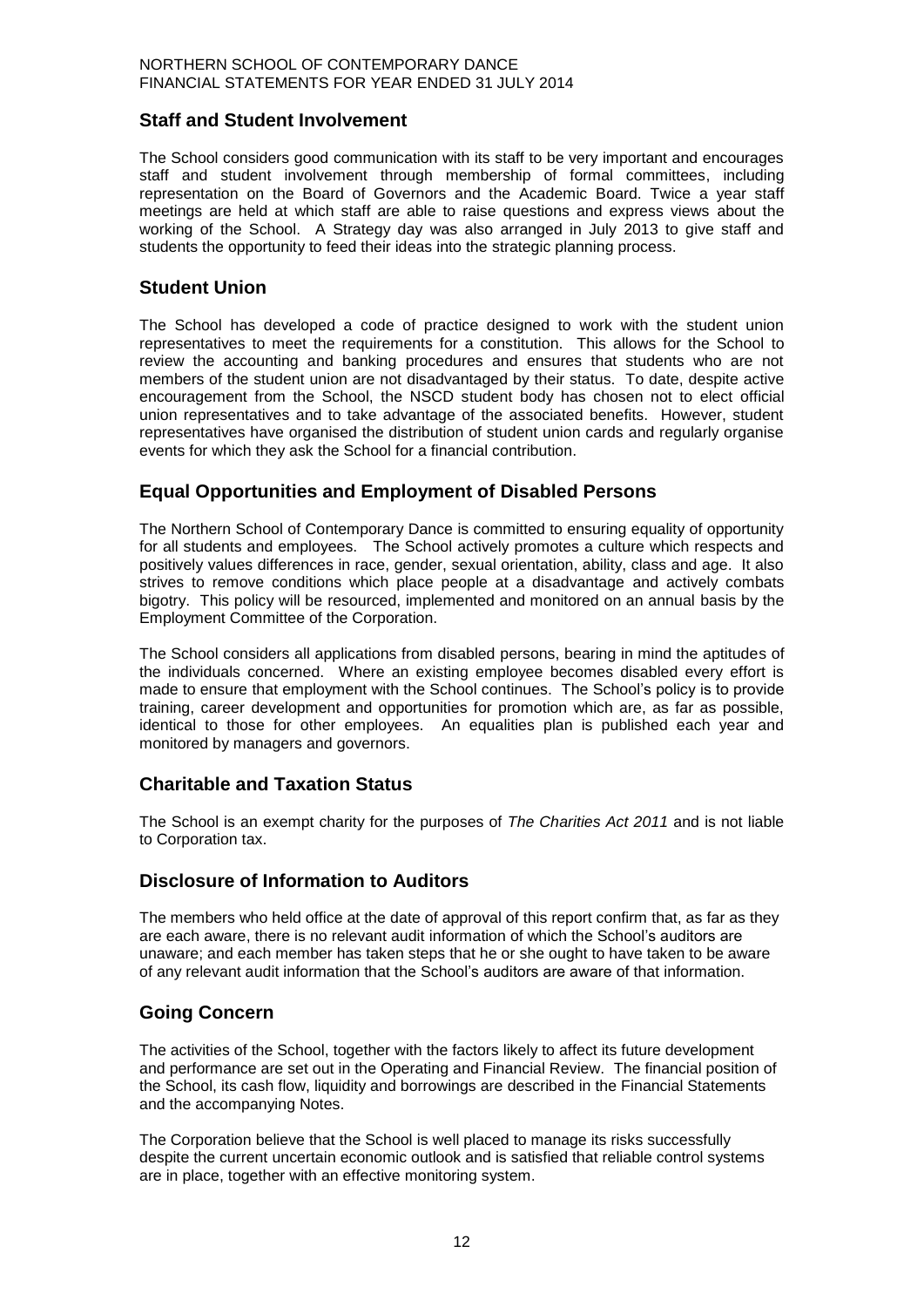## Staff and Student Involvement

The School considers good communication with its staff to be very important and encourages staff and student involvement through membership of formal committees, including representation on the Board of Governors and the Academic Board. Twice a year staff meetings are held at which staff are able to raise questions and express views about the working of the School. A Strategy day was also arranged in July 2013 to give staff and students the opportunity to feed their ideas into the strategic planning process.

## Student Union

The School has developed a code of practice designed to work with the student union representatives to meet the requirements for a constitution. This allows for the School to review the accounting and banking procedures and ensures that students who are not members of the student union are not disadvantaged by their status. To date, despite active encouragement from the School, the NSCD student body has chosen not to elect official union representatives and to take advantage of the associated benefits. However, student representatives have organised the distribution of student union cards and regularly organise events for which they ask the School for a financial contribution.

## Equal Opportunities and Employment of Disabled Persons

The Northern School of Contemporary Dance is committed to ensuring equality of opportunity for all students and employees. The School actively promotes a culture which respects and positively values differences in race, gender, sexual orientation, ability, class and age. It also strives to remove conditions which place people at a disadvantage and actively combats bigotry. This policy will be resourced, implemented and monitored on an annual basis by the Employment Committee of the Corporation.

The School considers all applications from disabled persons, bearing in mind the aptitudes of the individuals concerned. Where an existing employee becomes disabled every effort is made to ensure that employment with the School continues. The School's policy is to provide training, career development and opportunities for promotion which are, as far as possible, identical to those for other employees. An equalities plan is published each year and monitored by managers and governors.

## Charitable and Taxation Status

The School is an exempt charity for the purposes of *The Charities Act 2011* and is not liable to Corporation tax.

## Disclosure of Information to Auditors

The members who held office at the date of approval of this report confirm that, as far as they are each aware, there is no relevant audit information of which the School's auditors are unaware; and each member has taken steps that he or she ought to have taken to be aware of any relevant audit information that the School's auditors are aware of that information.

## Going Concern

The activities of the School, together with the factors likely to affect its future development and performance are set out in the Operating and Financial Review. The financial position of the School, its cash flow, liquidity and borrowings are described in the Financial Statements and the accompanying Notes.

The Corporation believe that the School is well placed to manage its risks successfully despite the current uncertain economic outlook and is satisfied that reliable control systems are in place, together with an effective monitoring system.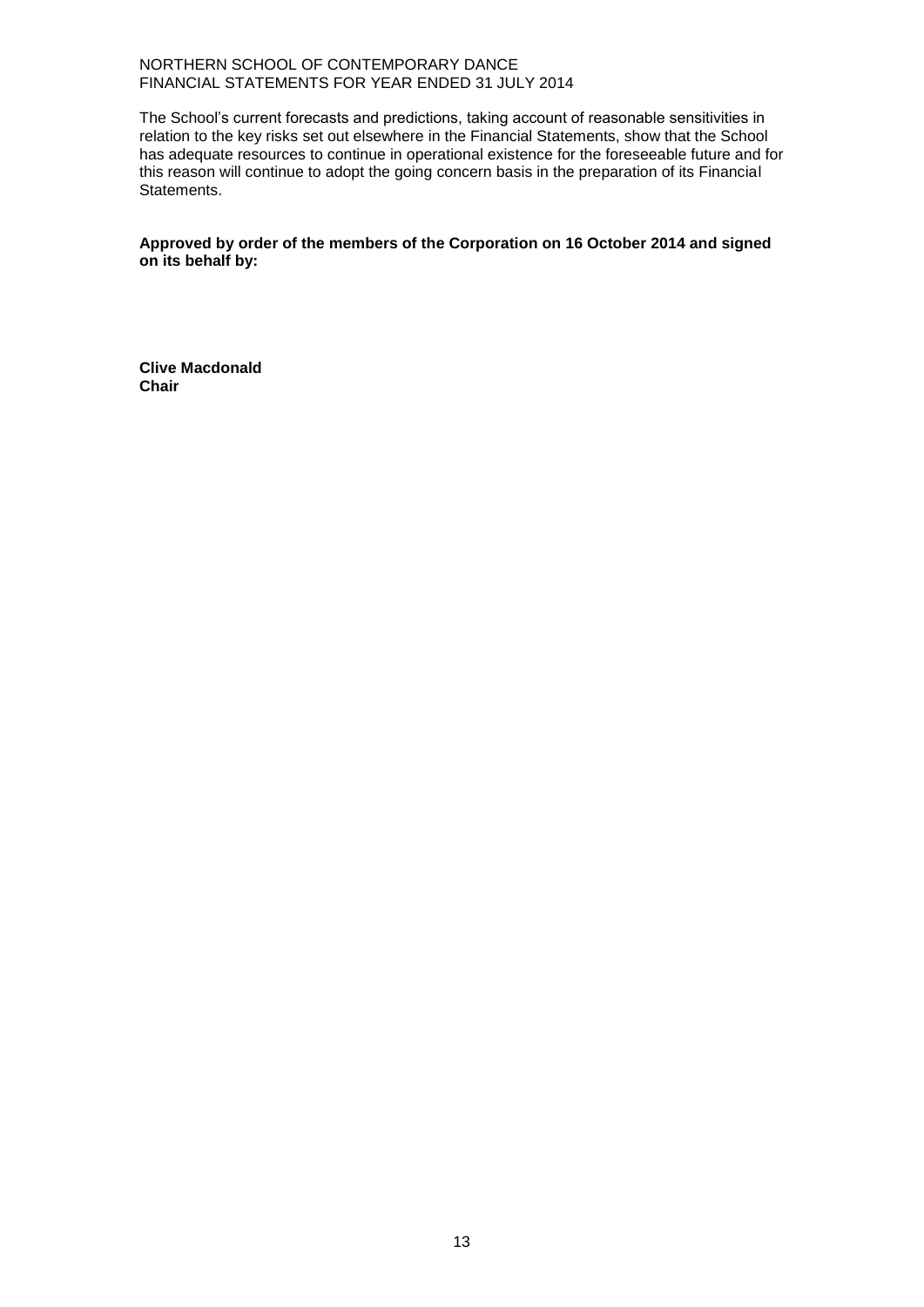The School's current forecasts and predictions, taking account of reasonable sensitivities in relation to the key risks set out elsewhere in the Financial Statements, show that the School has adequate resources to continue in operational existence for the foreseeable future and for this reason will continue to adopt the going concern basis in the preparation of its Financial Statements.

**Approved by order of the members of the Corporation on 16 October 2014 and signed on its behalf by:**

**Clive Macdonald**
**Chair**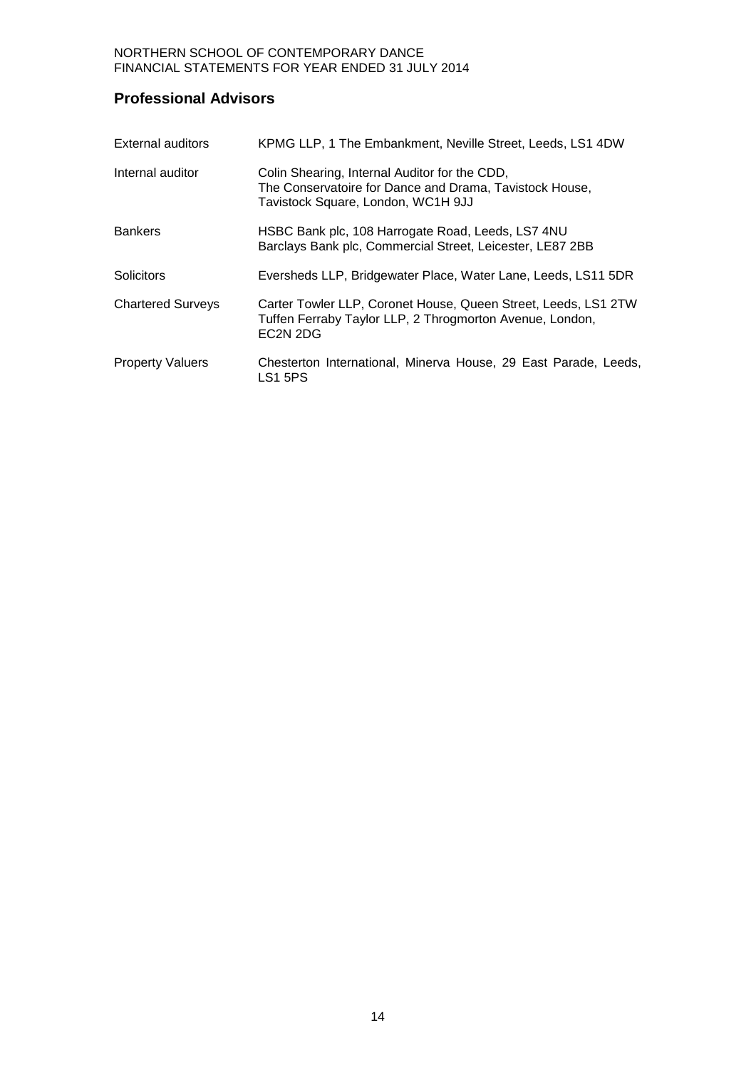## Professional Advisors

| | |
|---|---|
| External auditors | KPMG LLP, 1 The Embankment, Neville Street, Leeds, LS1 4DW |
| Internal auditor | Colin Shearing, Internal Auditor for the CDD, The Conservatoire for Dance and Drama, Tavistock House, Tavistock Square, London, WC1H 9JJ |
| Bankers | HSBC Bank plc, 108 Harrogate Road, Leeds, LS7 4NU<br>Barclays Bank plc, Commercial Street, Leicester, LE87 2BB |
| Solicitors | Eversheds LLP, Bridgewater Place, Water Lane, Leeds, LS11 5DR |
| Chartered Surveys | Carter Towler LLP, Coronet House, Queen Street, Leeds, LS1 2TW<br>Tuffen Ferraby Taylor LLP, 2 Throgmorton Avenue, London, EC2N 2DG |
| Property Valuers | Chesterton International, Minerva House, 29 East Parade, Leeds, LS1 5PS |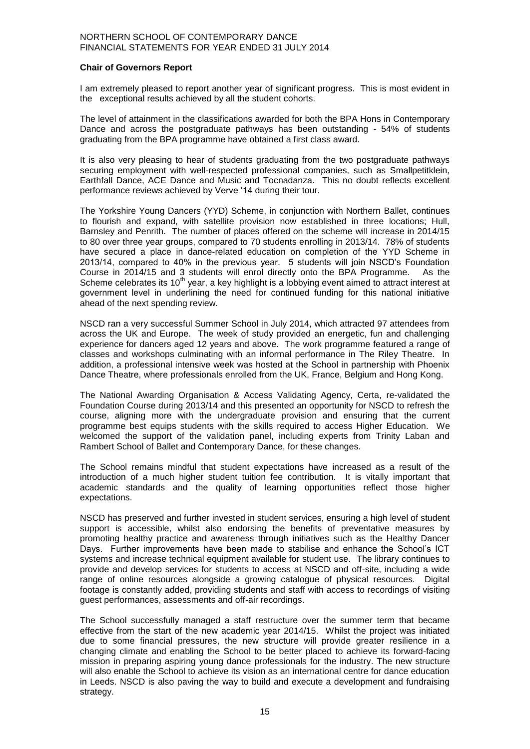**Chair of Governors Report**

I am extremely pleased to report another year of significant progress. This is most evident in the exceptional results achieved by all the student cohorts.

The level of attainment in the classifications awarded for both the BPA Hons in Contemporary Dance and across the postgraduate pathways has been outstanding - 54% of students graduating from the BPA programme have obtained a first class award.

It is also very pleasing to hear of students graduating from the two postgraduate pathways securing employment with well-respected professional companies, such as Smallpetitklein, Earthfall Dance, ACE Dance and Music and Tocnadanza. This no doubt reflects excellent performance reviews achieved by Verve '14 during their tour.

The Yorkshire Young Dancers (YYD) Scheme, in conjunction with Northern Ballet, continues to flourish and expand, with satellite provision now established in three locations; Hull, Barnsley and Penrith. The number of places offered on the scheme will increase in 2014/15 to 80 over three year groups, compared to 70 students enrolling in 2013/14. 78% of students have secured a place in dance-related education on completion of the YYD Scheme in 2013/14, compared to 40% in the previous year. 5 students will join NSCD's Foundation Course in 2014/15 and 3 students will enrol directly onto the BPA Programme. As the Scheme celebrates its 10th year, a key highlight is a lobbying event aimed to attract interest at government level in underlining the need for continued funding for this national initiative ahead of the next spending review.

NSCD ran a very successful Summer School in July 2014, which attracted 97 attendees from across the UK and Europe. The week of study provided an energetic, fun and challenging experience for dancers aged 12 years and above. The work programme featured a range of classes and workshops culminating with an informal performance in The Riley Theatre. In addition, a professional intensive week was hosted at the School in partnership with Phoenix Dance Theatre, where professionals enrolled from the UK, France, Belgium and Hong Kong.

The National Awarding Organisation & Access Validating Agency, Certa, re-validated the Foundation Course during 2013/14 and this presented an opportunity for NSCD to refresh the course, aligning more with the undergraduate provision and ensuring that the current programme best equips students with the skills required to access Higher Education. We welcomed the support of the validation panel, including experts from Trinity Laban and Rambert School of Ballet and Contemporary Dance, for these changes.

The School remains mindful that student expectations have increased as a result of the introduction of a much higher student tuition fee contribution. It is vitally important that academic standards and the quality of learning opportunities reflect those higher expectations.

NSCD has preserved and further invested in student services, ensuring a high level of student support is accessible, whilst also endorsing the benefits of preventative measures by promoting healthy practice and awareness through initiatives such as the Healthy Dancer Days. Further improvements have been made to stabilise and enhance the School's ICT systems and increase technical equipment available for student use. The library continues to provide and develop services for students to access at NSCD and off-site, including a wide range of online resources alongside a growing catalogue of physical resources. Digital footage is constantly added, providing students and staff with access to recordings of visiting guest performances, assessments and off-air recordings.

The School successfully managed a staff restructure over the summer term that became effective from the start of the new academic year 2014/15. Whilst the project was initiated due to some financial pressures, the new structure will provide greater resilience in a changing climate and enabling the School to be better placed to achieve its forward-facing mission in preparing aspiring young dance professionals for the industry. The new structure will also enable the School to achieve its vision as an international centre for dance education in Leeds. NSCD is also paving the way to build and execute a development and fundraising strategy.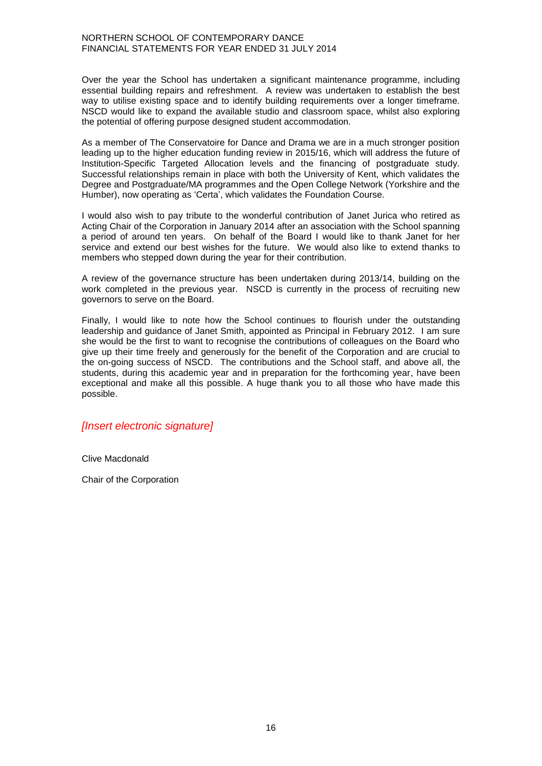Over the year the School has undertaken a significant maintenance programme, including essential building repairs and refreshment. A review was undertaken to establish the best way to utilise existing space and to identify building requirements over a longer timeframe. NSCD would like to expand the available studio and classroom space, whilst also exploring the potential of offering purpose designed student accommodation.

As a member of The Conservatoire for Dance and Drama we are in a much stronger position leading up to the higher education funding review in 2015/16, which will address the future of Institution-Specific Targeted Allocation levels and the financing of postgraduate study. Successful relationships remain in place with both the University of Kent, which validates the Degree and Postgraduate/MA programmes and the Open College Network (Yorkshire and the Humber), now operating as 'Certa', which validates the Foundation Course.

I would also wish to pay tribute to the wonderful contribution of Janet Jurica who retired as Acting Chair of the Corporation in January 2014 after an association with the School spanning a period of around ten years. On behalf of the Board I would like to thank Janet for her service and extend our best wishes for the future. We would also like to extend thanks to members who stepped down during the year for their contribution.

A review of the governance structure has been undertaken during 2013/14, building on the work completed in the previous year. NSCD is currently in the process of recruiting new governors to serve on the Board.

Finally, I would like to note how the School continues to flourish under the outstanding leadership and guidance of Janet Smith, appointed as Principal in February 2012. I am sure she would be the first to want to recognise the contributions of colleagues on the Board who give up their time freely and generously for the benefit of the Corporation and are crucial to the on-going success of NSCD. The contributions and the School staff, and above all, the students, during this academic year and in preparation for the forthcoming year, have been exceptional and make all this possible. A huge thank you to all those who have made this possible.

*[Insert electronic signature]*

Clive Macdonald

Chair of the Corporation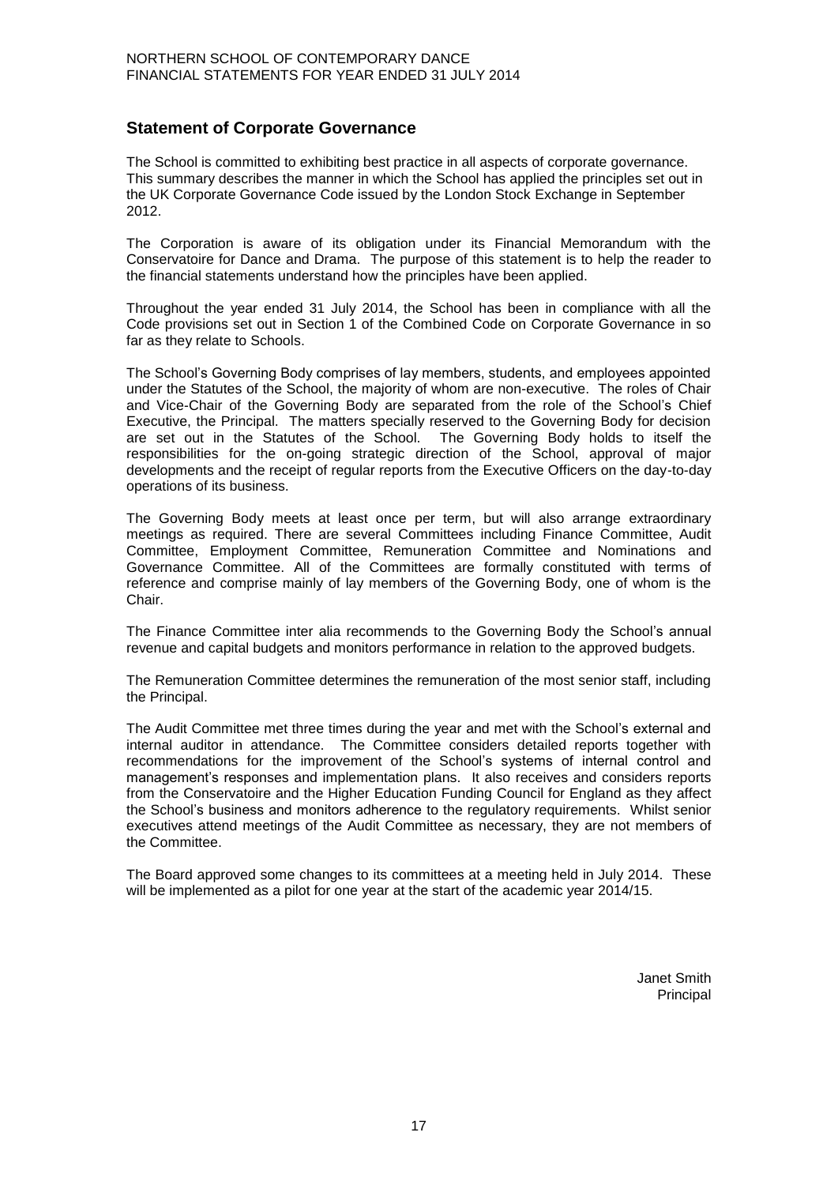## Statement of Corporate Governance

The School is committed to exhibiting best practice in all aspects of corporate governance. This summary describes the manner in which the School has applied the principles set out in the UK Corporate Governance Code issued by the London Stock Exchange in September 2012.

The Corporation is aware of its obligation under its Financial Memorandum with the Conservatoire for Dance and Drama. The purpose of this statement is to help the reader to the financial statements understand how the principles have been applied.

Throughout the year ended 31 July 2014, the School has been in compliance with all the Code provisions set out in Section 1 of the Combined Code on Corporate Governance in so far as they relate to Schools.

The School's Governing Body comprises of lay members, students, and employees appointed under the Statutes of the School, the majority of whom are non-executive. The roles of Chair and Vice-Chair of the Governing Body are separated from the role of the School's Chief Executive, the Principal. The matters specially reserved to the Governing Body for decision are set out in the Statutes of the School. The Governing Body holds to itself the responsibilities for the on-going strategic direction of the School, approval of major developments and the receipt of regular reports from the Executive Officers on the day-to-day operations of its business.

The Governing Body meets at least once per term, but will also arrange extraordinary meetings as required. There are several Committees including Finance Committee, Audit Committee, Employment Committee, Remuneration Committee and Nominations and Governance Committee. All of the Committees are formally constituted with terms of reference and comprise mainly of lay members of the Governing Body, one of whom is the Chair.

The Finance Committee inter alia recommends to the Governing Body the School's annual revenue and capital budgets and monitors performance in relation to the approved budgets.

The Remuneration Committee determines the remuneration of the most senior staff, including the Principal.

The Audit Committee met three times during the year and met with the School's external and internal auditor in attendance. The Committee considers detailed reports together with recommendations for the improvement of the School's systems of internal control and management's responses and implementation plans. It also receives and considers reports from the Conservatoire and the Higher Education Funding Council for England as they affect the School's business and monitors adherence to the regulatory requirements. Whilst senior executives attend meetings of the Audit Committee as necessary, they are not members of the Committee.

The Board approved some changes to its committees at a meeting held in July 2014. These will be implemented as a pilot for one year at the start of the academic year 2014/15.

Janet Smith
Principal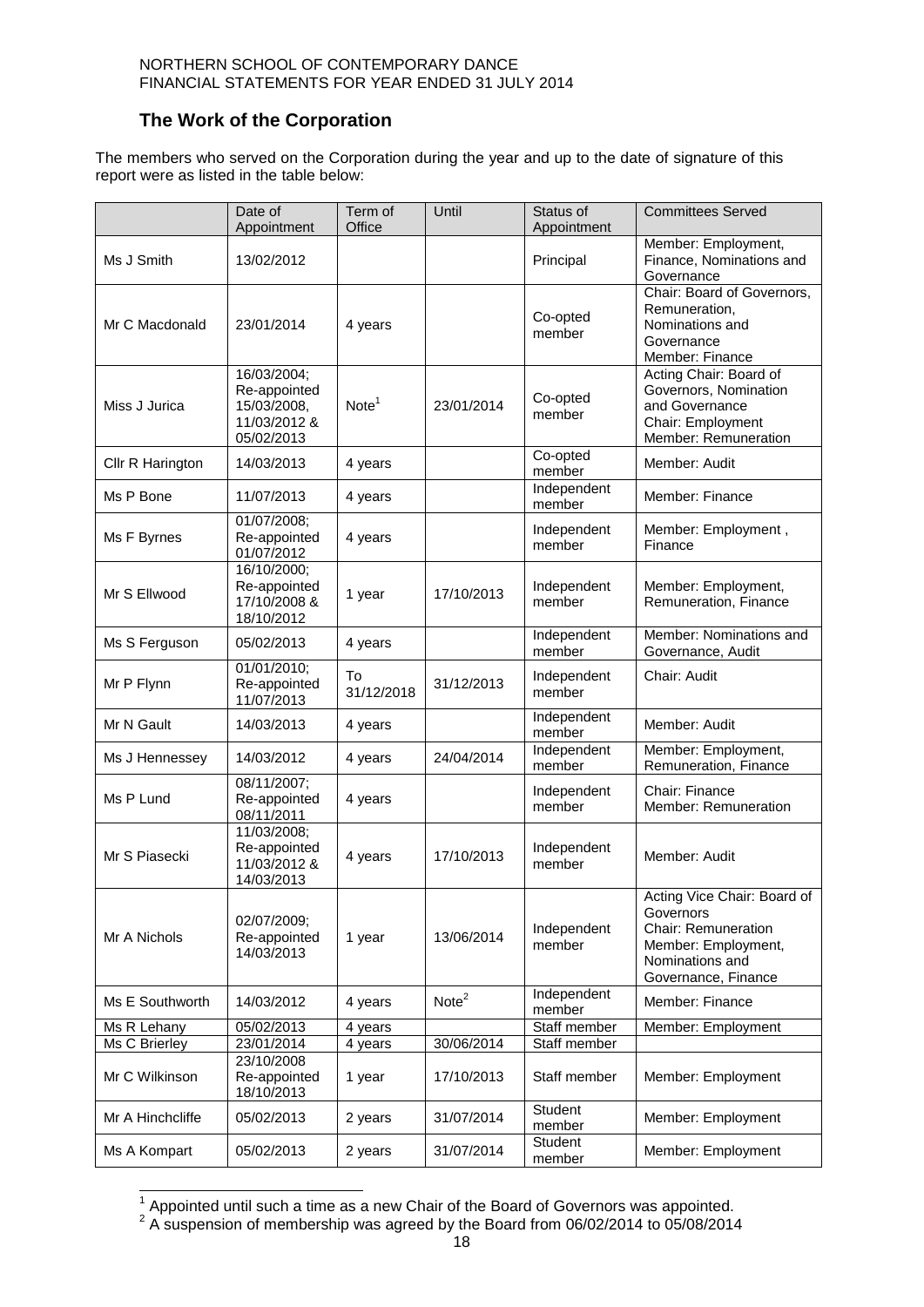## The Work of the Corporation

The members who served on the Corporation during the year and up to the date of signature of this report were as listed in the table below:

| | Date of Appointment | Term of Office | Until | Status of Appointment | Committees Served |
|---|---|---|---|---|---|
| Ms J Smith | 13/02/2012 | | | Principal | Member: Employment, Finance, Nominations and Governance |
| Mr C Macdonald | 23/01/2014 | 4 years | | Co-opted member | Chair: Board of Governors, Remuneration, Nominations and Governance Member: Finance |
| Miss J Jurica | 16/03/2004; Re-appointed 15/03/2008, 11/03/2012 & 05/02/2013 | Note[1] | 23/01/2014 | Co-opted member | Acting Chair: Board of Governors, Nomination and Governance Chair: Employment Member: Remuneration |
| Cllr R Harington | 14/03/2013 | 4 years | | Co-opted member | Member: Audit |
| Ms P Bone | 11/07/2013 | 4 years | | Independent member | Member: Finance |
| Ms F Byrnes | 01/07/2008; Re-appointed 01/07/2012 | 4 years | | Independent member | Member: Employment , Finance |
| Mr S Ellwood | 16/10/2000; Re-appointed 17/10/2008 & 18/10/2012 | 1 year | 17/10/2013 | Independent member | Member: Employment, Remuneration, Finance |
| Ms S Ferguson | 05/02/2013 | 4 years | | Independent member | Member: Nominations and Governance, Audit |
| Mr P Flynn | 01/01/2010; Re-appointed 11/07/2013 | To 31/12/2018 | 31/12/2013 | Independent member | Chair: Audit |
| Mr N Gault | 14/03/2013 | 4 years | | Independent member | Member: Audit |
| Ms J Hennessey | 14/03/2012 | 4 years | 24/04/2014 | Independent member | Member: Employment, Remuneration, Finance |
| Ms P Lund | 08/11/2007; Re-appointed 08/11/2011 | 4 years | | Independent member | Chair: Finance Member: Remuneration |
| Mr S Piasecki | 11/03/2008; Re-appointed 11/03/2012 & 14/03/2013 | 4 years | 17/10/2013 | Independent member | Member: Audit |
| Mr A Nichols | 02/07/2009; Re-appointed 14/03/2013 | 1 year | 13/06/2014 | Independent member | Acting Vice Chair: Board of Governors Chair: Remuneration Member: Employment, Nominations and Governance, Finance |
| Ms E Southworth | 14/03/2012 | 4 years | Note[2] | Independent member | Member: Finance |
| Ms R Lehany | 05/02/2013 | 4 years | | Staff member | Member: Employment |
| Ms C Brierley | 23/01/2014 | 4 years | 30/06/2014 | Staff member | |
| Mr C Wilkinson | 23/10/2008 Re-appointed 18/10/2013 | 1 year | 17/10/2013 | Staff member | Member: Employment |
| Mr A Hinchcliffe | 05/02/2013 | 2 years | 31/07/2014 | Student member | Member: Employment |
| Ms A Kompart | 05/02/2013 | 2 years | 31/07/2014 | Student member | Member: Employment |

[1] Appointed until such a time as a new Chair of the Board of Governors was appointed.

[2] A suspension of membership was agreed by the Board from 06/02/2014 to 05/08/2014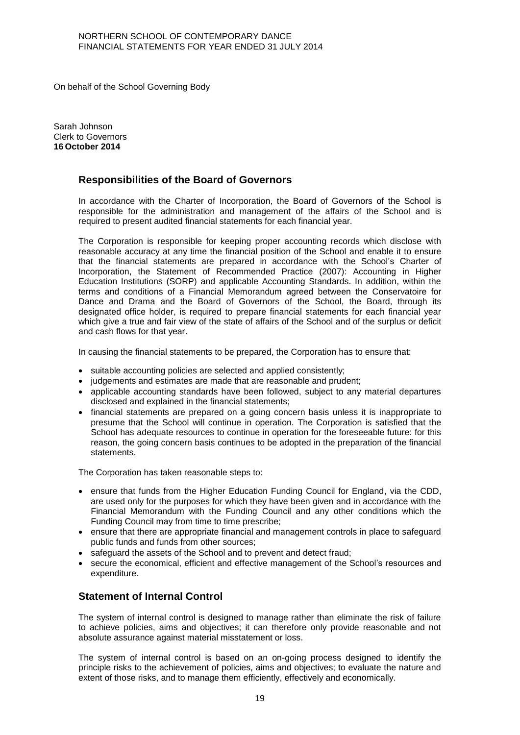On behalf of the School Governing Body

Sarah Johnson
Clerk to Governors
**16 October 2014**

## Responsibilities of the Board of Governors

In accordance with the Charter of Incorporation, the Board of Governors of the School is responsible for the administration and management of the affairs of the School and is required to present audited financial statements for each financial year.

The Corporation is responsible for keeping proper accounting records which disclose with reasonable accuracy at any time the financial position of the School and enable it to ensure that the financial statements are prepared in accordance with the School's Charter of Incorporation, the Statement of Recommended Practice (2007): Accounting in Higher Education Institutions (SORP) and applicable Accounting Standards. In addition, within the terms and conditions of a Financial Memorandum agreed between the Conservatoire for Dance and Drama and the Board of Governors of the School, the Board, through its designated office holder, is required to prepare financial statements for each financial year which give a true and fair view of the state of affairs of the School and of the surplus or deficit and cash flows for that year.

In causing the financial statements to be prepared, the Corporation has to ensure that:

- suitable accounting policies are selected and applied consistently;
- judgements and estimates are made that are reasonable and prudent;
- applicable accounting standards have been followed, subject to any material departures disclosed and explained in the financial statements;
- financial statements are prepared on a going concern basis unless it is inappropriate to presume that the School will continue in operation. The Corporation is satisfied that the School has adequate resources to continue in operation for the foreseeable future: for this reason, the going concern basis continues to be adopted in the preparation of the financial statements.

The Corporation has taken reasonable steps to:

- ensure that funds from the Higher Education Funding Council for England, via the CDD, are used only for the purposes for which they have been given and in accordance with the Financial Memorandum with the Funding Council and any other conditions which the Funding Council may from time to time prescribe;
- ensure that there are appropriate financial and management controls in place to safeguard public funds and funds from other sources;
- safeguard the assets of the School and to prevent and detect fraud;
- secure the economical, efficient and effective management of the School's resources and expenditure.

## Statement of Internal Control

The system of internal control is designed to manage rather than eliminate the risk of failure to achieve policies, aims and objectives; it can therefore only provide reasonable and not absolute assurance against material misstatement or loss.

The system of internal control is based on an on-going process designed to identify the principle risks to the achievement of policies, aims and objectives; to evaluate the nature and extent of those risks, and to manage them efficiently, effectively and economically.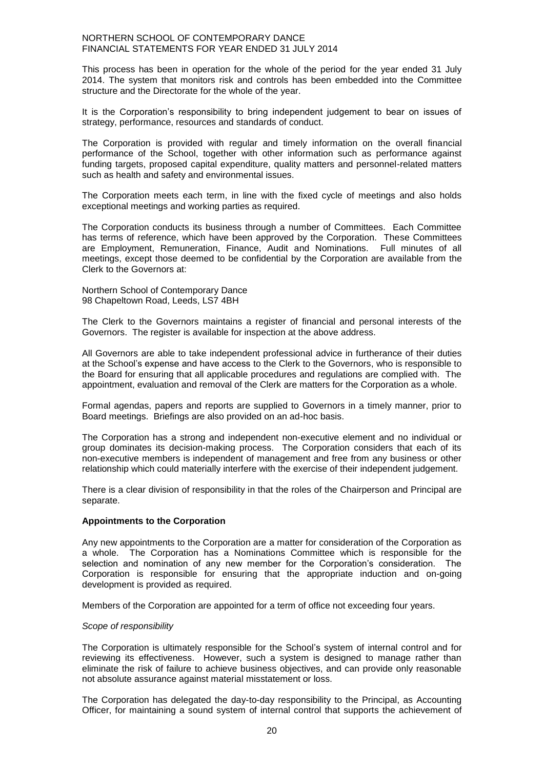This process has been in operation for the whole of the period for the year ended 31 July 2014. The system that monitors risk and controls has been embedded into the Committee structure and the Directorate for the whole of the year.

It is the Corporation's responsibility to bring independent judgement to bear on issues of strategy, performance, resources and standards of conduct.

The Corporation is provided with regular and timely information on the overall financial performance of the School, together with other information such as performance against funding targets, proposed capital expenditure, quality matters and personnel-related matters such as health and safety and environmental issues.

The Corporation meets each term, in line with the fixed cycle of meetings and also holds exceptional meetings and working parties as required.

The Corporation conducts its business through a number of Committees. Each Committee has terms of reference, which have been approved by the Corporation. These Committees are Employment, Remuneration, Finance, Audit and Nominations. Full minutes of all meetings, except those deemed to be confidential by the Corporation are available from the Clerk to the Governors at:

Northern School of Contemporary Dance
98 Chapeltown Road, Leeds, LS7 4BH

The Clerk to the Governors maintains a register of financial and personal interests of the Governors. The register is available for inspection at the above address.

All Governors are able to take independent professional advice in furtherance of their duties at the School's expense and have access to the Clerk to the Governors, who is responsible to the Board for ensuring that all applicable procedures and regulations are complied with. The appointment, evaluation and removal of the Clerk are matters for the Corporation as a whole.

Formal agendas, papers and reports are supplied to Governors in a timely manner, prior to Board meetings. Briefings are also provided on an ad-hoc basis.

The Corporation has a strong and independent non-executive element and no individual or group dominates its decision-making process. The Corporation considers that each of its non-executive members is independent of management and free from any business or other relationship which could materially interfere with the exercise of their independent judgement.

There is a clear division of responsibility in that the roles of the Chairperson and Principal are separate.

**Appointments to the Corporation**

Any new appointments to the Corporation are a matter for consideration of the Corporation as a whole. The Corporation has a Nominations Committee which is responsible for the selection and nomination of any new member for the Corporation's consideration. The Corporation is responsible for ensuring that the appropriate induction and on-going development is provided as required.

Members of the Corporation are appointed for a term of office not exceeding four years.

*Scope of responsibility*

The Corporation is ultimately responsible for the School's system of internal control and for reviewing its effectiveness. However, such a system is designed to manage rather than eliminate the risk of failure to achieve business objectives, and can provide only reasonable not absolute assurance against material misstatement or loss.

The Corporation has delegated the day-to-day responsibility to the Principal, as Accounting Officer, for maintaining a sound system of internal control that supports the achievement of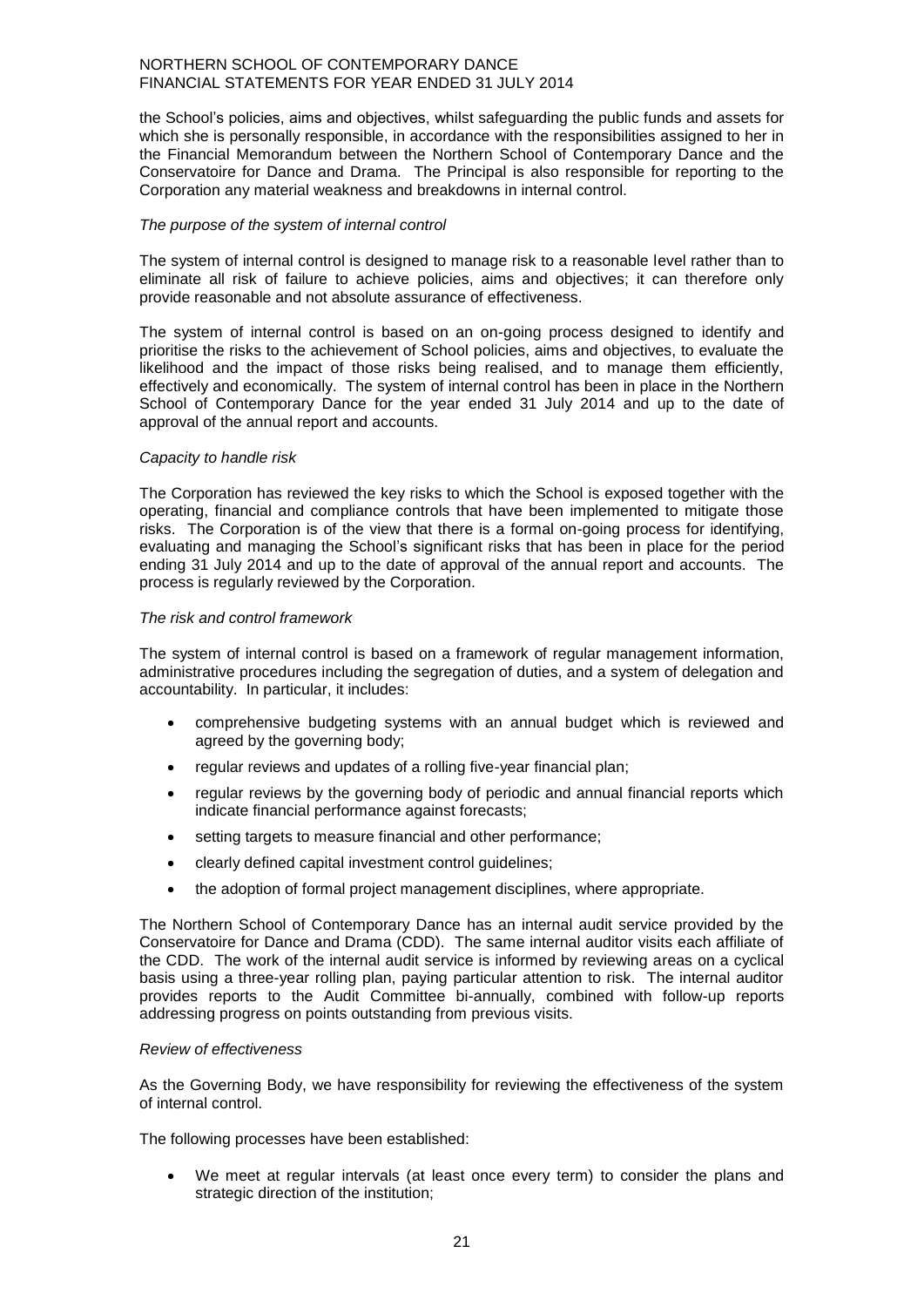the School's policies, aims and objectives, whilst safeguarding the public funds and assets for which she is personally responsible, in accordance with the responsibilities assigned to her in the Financial Memorandum between the Northern School of Contemporary Dance and the Conservatoire for Dance and Drama. The Principal is also responsible for reporting to the Corporation any material weakness and breakdowns in internal control.

*The purpose of the system of internal control*

The system of internal control is designed to manage risk to a reasonable level rather than to eliminate all risk of failure to achieve policies, aims and objectives; it can therefore only provide reasonable and not absolute assurance of effectiveness.

The system of internal control is based on an on-going process designed to identify and prioritise the risks to the achievement of School policies, aims and objectives, to evaluate the likelihood and the impact of those risks being realised, and to manage them efficiently, effectively and economically. The system of internal control has been in place in the Northern School of Contemporary Dance for the year ended 31 July 2014 and up to the date of approval of the annual report and accounts.

*Capacity to handle risk*

The Corporation has reviewed the key risks to which the School is exposed together with the operating, financial and compliance controls that have been implemented to mitigate those risks. The Corporation is of the view that there is a formal on-going process for identifying, evaluating and managing the School's significant risks that has been in place for the period ending 31 July 2014 and up to the date of approval of the annual report and accounts. The process is regularly reviewed by the Corporation.

*The risk and control framework*

The system of internal control is based on a framework of regular management information, administrative procedures including the segregation of duties, and a system of delegation and accountability. In particular, it includes:

- comprehensive budgeting systems with an annual budget which is reviewed and agreed by the governing body;
- regular reviews and updates of a rolling five-year financial plan;
- regular reviews by the governing body of periodic and annual financial reports which indicate financial performance against forecasts;
- setting targets to measure financial and other performance;
- clearly defined capital investment control guidelines;
- the adoption of formal project management disciplines, where appropriate.

The Northern School of Contemporary Dance has an internal audit service provided by the Conservatoire for Dance and Drama (CDD). The same internal auditor visits each affiliate of the CDD. The work of the internal audit service is informed by reviewing areas on a cyclical basis using a three-year rolling plan, paying particular attention to risk. The internal auditor provides reports to the Audit Committee bi-annually, combined with follow-up reports addressing progress on points outstanding from previous visits.

*Review of effectiveness*

As the Governing Body, we have responsibility for reviewing the effectiveness of the system of internal control.

The following processes have been established:

- We meet at regular intervals (at least once every term) to consider the plans and strategic direction of the institution;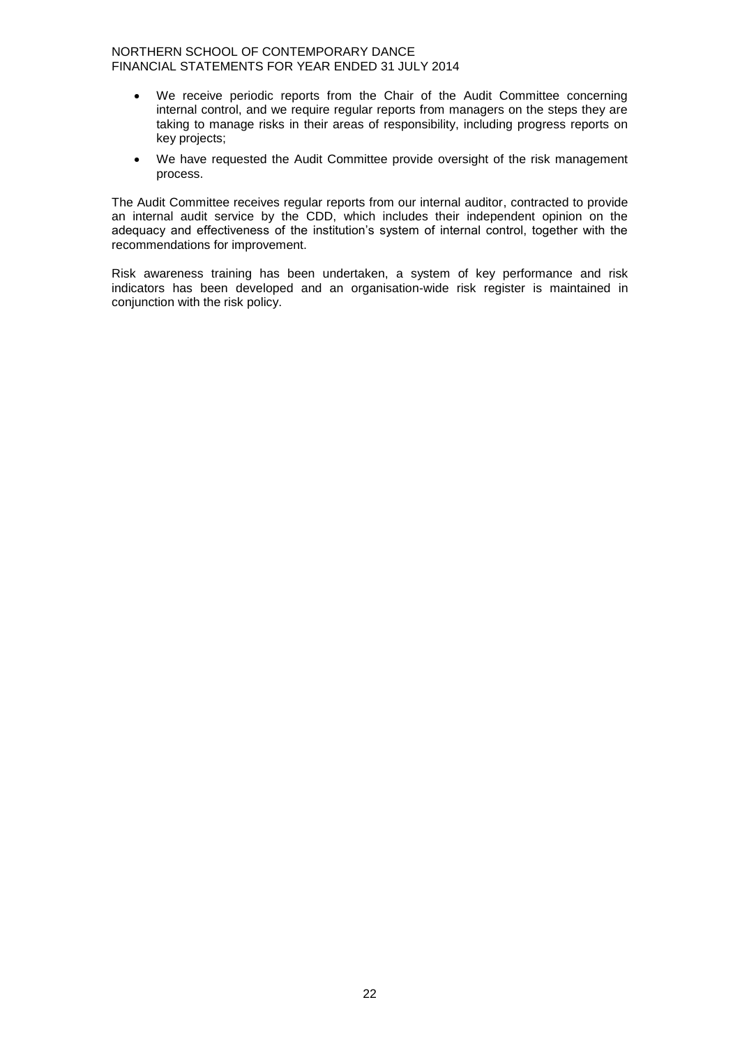- We receive periodic reports from the Chair of the Audit Committee concerning internal control, and we require regular reports from managers on the steps they are taking to manage risks in their areas of responsibility, including progress reports on key projects;
- We have requested the Audit Committee provide oversight of the risk management process.

The Audit Committee receives regular reports from our internal auditor, contracted to provide an internal audit service by the CDD, which includes their independent opinion on the adequacy and effectiveness of the institution's system of internal control, together with the recommendations for improvement.

Risk awareness training has been undertaken, a system of key performance and risk indicators has been developed and an organisation-wide risk register is maintained in conjunction with the risk policy.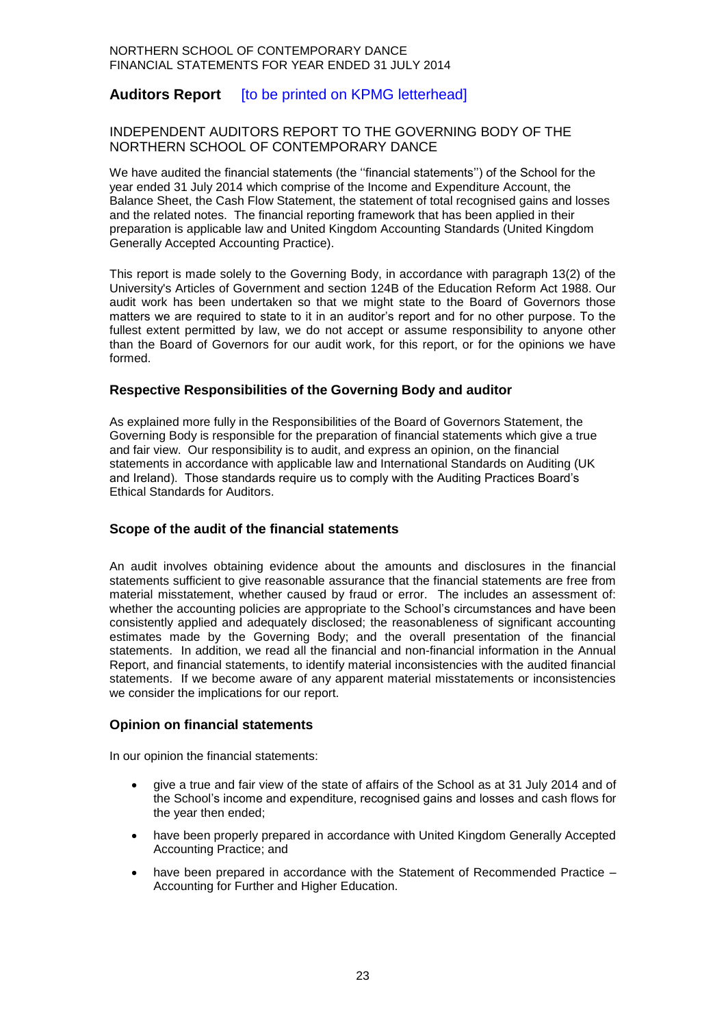## Auditors Report [to be printed on KPMG letterhead]

INDEPENDENT AUDITORS REPORT TO THE GOVERNING BODY OF THE NORTHERN SCHOOL OF CONTEMPORARY DANCE

We have audited the financial statements (the ''financial statements'') of the School for the year ended 31 July 2014 which comprise of the Income and Expenditure Account, the Balance Sheet, the Cash Flow Statement, the statement of total recognised gains and losses and the related notes. The financial reporting framework that has been applied in their preparation is applicable law and United Kingdom Accounting Standards (United Kingdom Generally Accepted Accounting Practice).

This report is made solely to the Governing Body, in accordance with paragraph 13(2) of the University's Articles of Government and section 124B of the Education Reform Act 1988. Our audit work has been undertaken so that we might state to the Board of Governors those matters we are required to state to it in an auditor's report and for no other purpose. To the fullest extent permitted by law, we do not accept or assume responsibility to anyone other than the Board of Governors for our audit work, for this report, or for the opinions we have formed.

### Respective Responsibilities of the Governing Body and auditor

As explained more fully in the Responsibilities of the Board of Governors Statement, the Governing Body is responsible for the preparation of financial statements which give a true and fair view. Our responsibility is to audit, and express an opinion, on the financial statements in accordance with applicable law and International Standards on Auditing (UK and Ireland). Those standards require us to comply with the Auditing Practices Board's Ethical Standards for Auditors.

### Scope of the audit of the financial statements

An audit involves obtaining evidence about the amounts and disclosures in the financial statements sufficient to give reasonable assurance that the financial statements are free from material misstatement, whether caused by fraud or error. The includes an assessment of: whether the accounting policies are appropriate to the School's circumstances and have been consistently applied and adequately disclosed; the reasonableness of significant accounting estimates made by the Governing Body; and the overall presentation of the financial statements. In addition, we read all the financial and non-financial information in the Annual Report, and financial statements, to identify material inconsistencies with the audited financial statements. If we become aware of any apparent material misstatements or inconsistencies we consider the implications for our report.

### Opinion on financial statements

In our opinion the financial statements:

- give a true and fair view of the state of affairs of the School as at 31 July 2014 and of the School's income and expenditure, recognised gains and losses and cash flows for the year then ended;
- have been properly prepared in accordance with United Kingdom Generally Accepted Accounting Practice; and
- have been prepared in accordance with the Statement of Recommended Practice – Accounting for Further and Higher Education.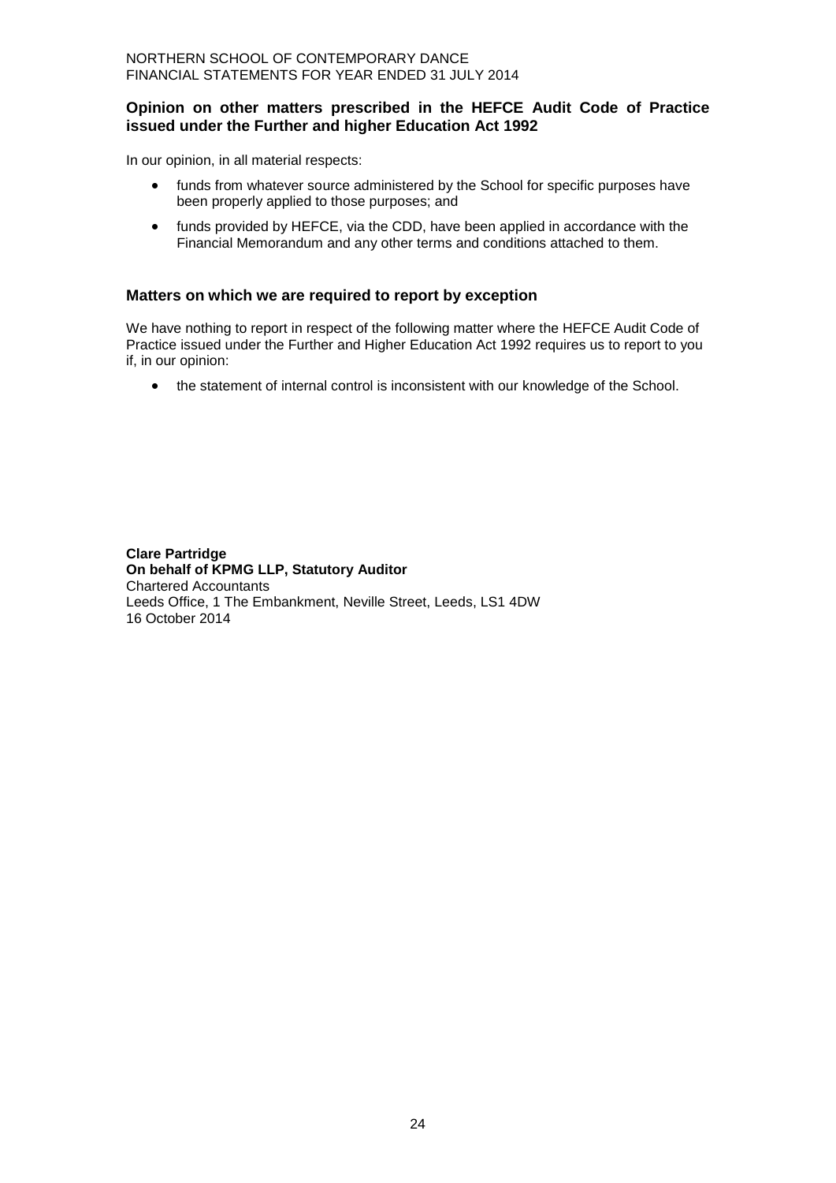## Opinion on other matters prescribed in the HEFCE Audit Code of Practice issued under the Further and higher Education Act 1992

In our opinion, in all material respects:

- funds from whatever source administered by the School for specific purposes have been properly applied to those purposes; and
- funds provided by HEFCE, via the CDD, have been applied in accordance with the Financial Memorandum and any other terms and conditions attached to them.

## Matters on which we are required to report by exception

We have nothing to report in respect of the following matter where the HEFCE Audit Code of Practice issued under the Further and Higher Education Act 1992 requires us to report to you if, in our opinion:

- the statement of internal control is inconsistent with our knowledge of the School.

**Clare Partridge**
**On behalf of KPMG LLP, Statutory Auditor**
Chartered Accountants
Leeds Office, 1 The Embankment, Neville Street, Leeds, LS1 4DW
16 October 2014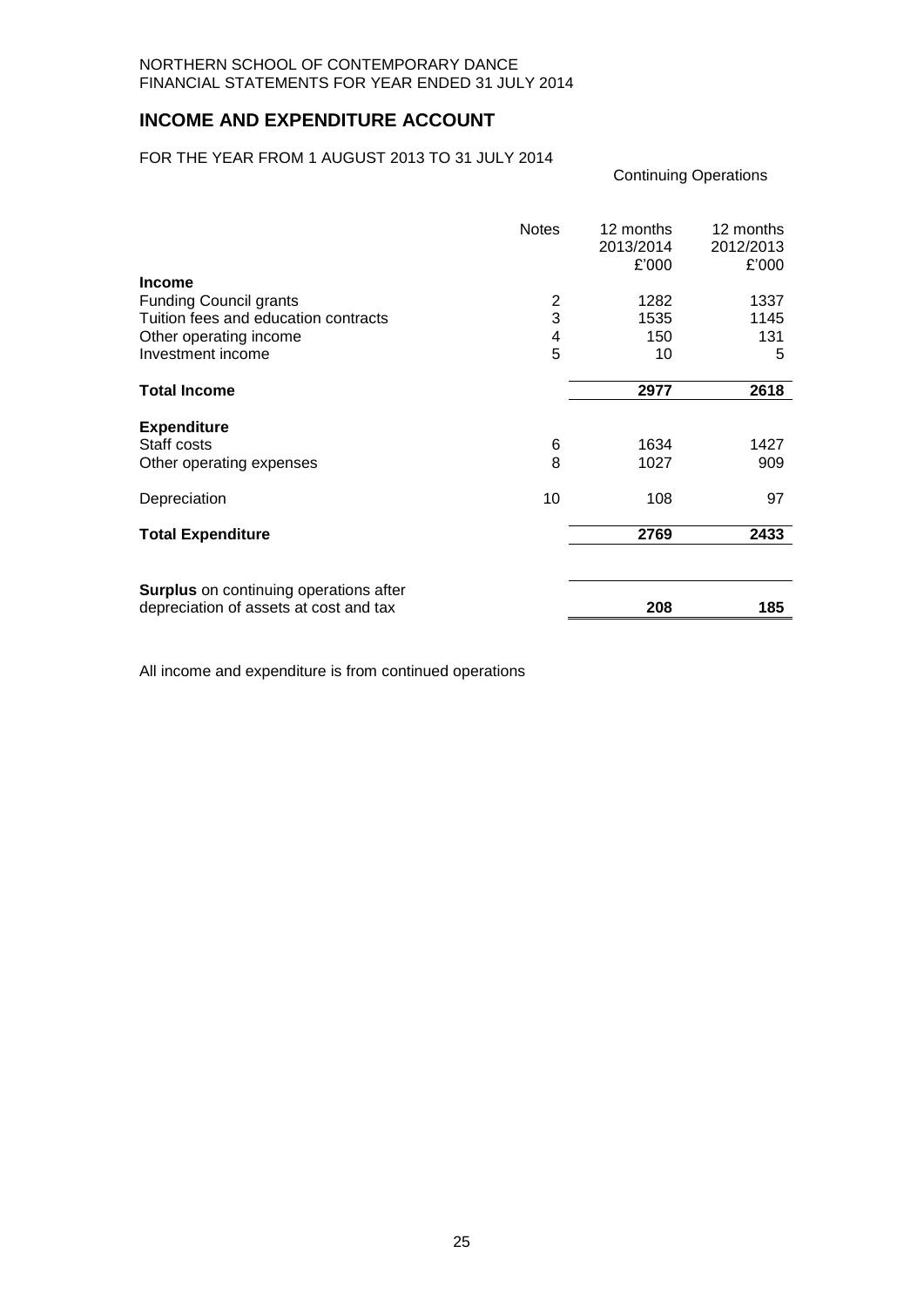NORTHERN SCHOOL OF CONTEMPORARY DANCE
FINANCIAL STATEMENTS FOR YEAR ENDED 31 JULY 2014

## INCOME AND EXPENDITURE ACCOUNT

FOR THE YEAR FROM 1 AUGUST 2013 TO 31 JULY 2014

Continuing Operations

| | Notes | 12 months 2013/2014 £'000 | 12 months 2012/2013 £'000 |
|---|---|---|---|
| **Income** | | | |
| Funding Council grants | 2 | 1282 | 1337 |
| Tuition fees and education contracts | 3 | 1535 | 1145 |
| Other operating income | 4 | 150 | 131 |
| Investment income | 5 | 10 | 5 |
| **Total Income** | | **2977** | **2618** |
| **Expenditure** | | | |
| Staff costs | 6 | 1634 | 1427 |
| Other operating expenses | 8 | 1027 | 909 |
| Depreciation | 10 | 108 | 97 |
| **Total Expenditure** | | **2769** | **2433** |
| **Surplus** on continuing operations after depreciation of assets at cost and tax | | **208** | **185** |

All income and expenditure is from continued operations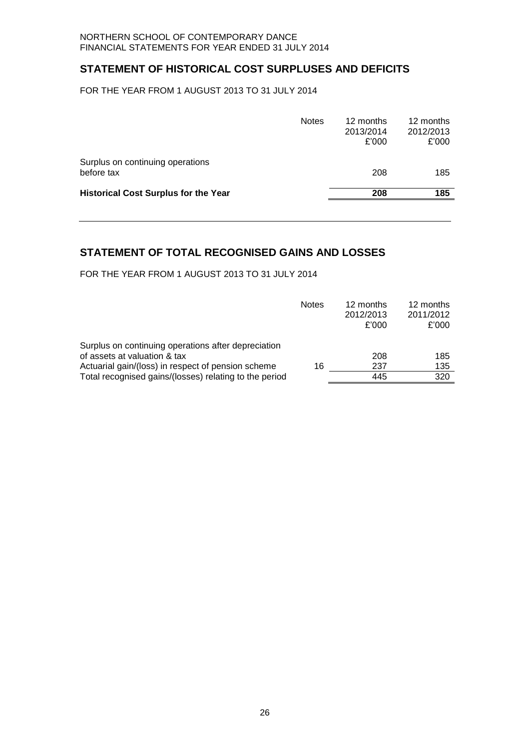## STATEMENT OF HISTORICAL COST SURPLUSES AND DEFICITS

FOR THE YEAR FROM 1 AUGUST 2013 TO 31 JULY 2014

| | Notes | 12 months 2013/2014 £'000 | 12 months 2012/2013 £'000 |
|---|---|---|---|
| Surplus on continuing operations before tax | | 208 | 185 |
| **Historical Cost Surplus for the Year** | | **208** | **185** |

## STATEMENT OF TOTAL RECOGNISED GAINS AND LOSSES

FOR THE YEAR FROM 1 AUGUST 2013 TO 31 JULY 2014

| | Notes | 12 months 2012/2013 £'000 | 12 months 2011/2012 £'000 |
|---|---|---|---|
| Surplus on continuing operations after depreciation of assets at valuation & tax | | 208 | 185 |
| Actuarial gain/(loss) in respect of pension scheme | 16 | 237 | 135 |
| Total recognised gains/(losses) relating to the period | | 445 | 320 |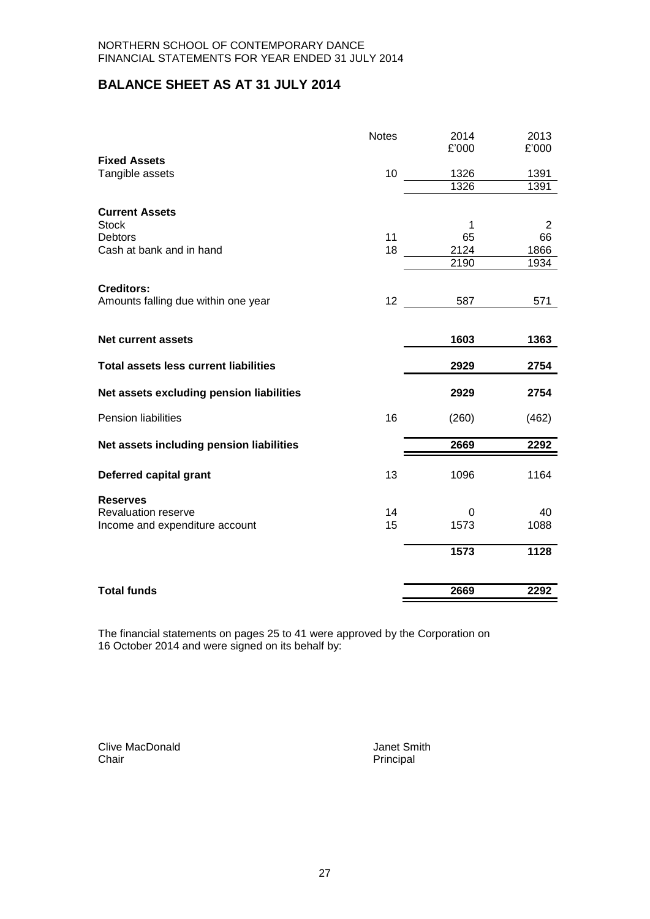NORTHERN SCHOOL OF CONTEMPORARY DANCE
FINANCIAL STATEMENTS FOR YEAR ENDED 31 JULY 2014

## BALANCE SHEET AS AT 31 JULY 2014

| | Notes | 2014 £'000 | 2013 £'000 |
|---|---|---|---|
| **Fixed Assets** | | | |
| Tangible assets | 10 | 1326 | 1391 |
| | | 1326 | 1391 |
| **Current Assets** | | | |
| Stock | | 1 | 2 |
| Debtors | 11 | 65 | 66 |
| Cash at bank and in hand | 18 | 2124 | 1866 |
| | | 2190 | 1934 |
| **Creditors:** | | | |
| Amounts falling due within one year | 12 | 587 | 571 |
| **Net current assets** | | **1603** | **1363** |
| **Total assets less current liabilities** | | **2929** | **2754** |
| **Net assets excluding pension liabilities** | | **2929** | **2754** |
| Pension liabilities | 16 | (260) | (462) |
| **Net assets including pension liabilities** | | **2669** | **2292** |
| **Deferred capital grant** | 13 | 1096 | 1164 |
| **Reserves** | | | |
| Revaluation reserve | 14 | 0 | 40 |
| Income and expenditure account | 15 | 1573 | 1088 |
| | | **1573** | **1128** |
| **Total funds** | | **2669** | **2292** |

The financial statements on pages 25 to 41 were approved by the Corporation on 16 October 2014 and were signed on its behalf by:

Clive MacDonald
Chair

Janet Smith
Principal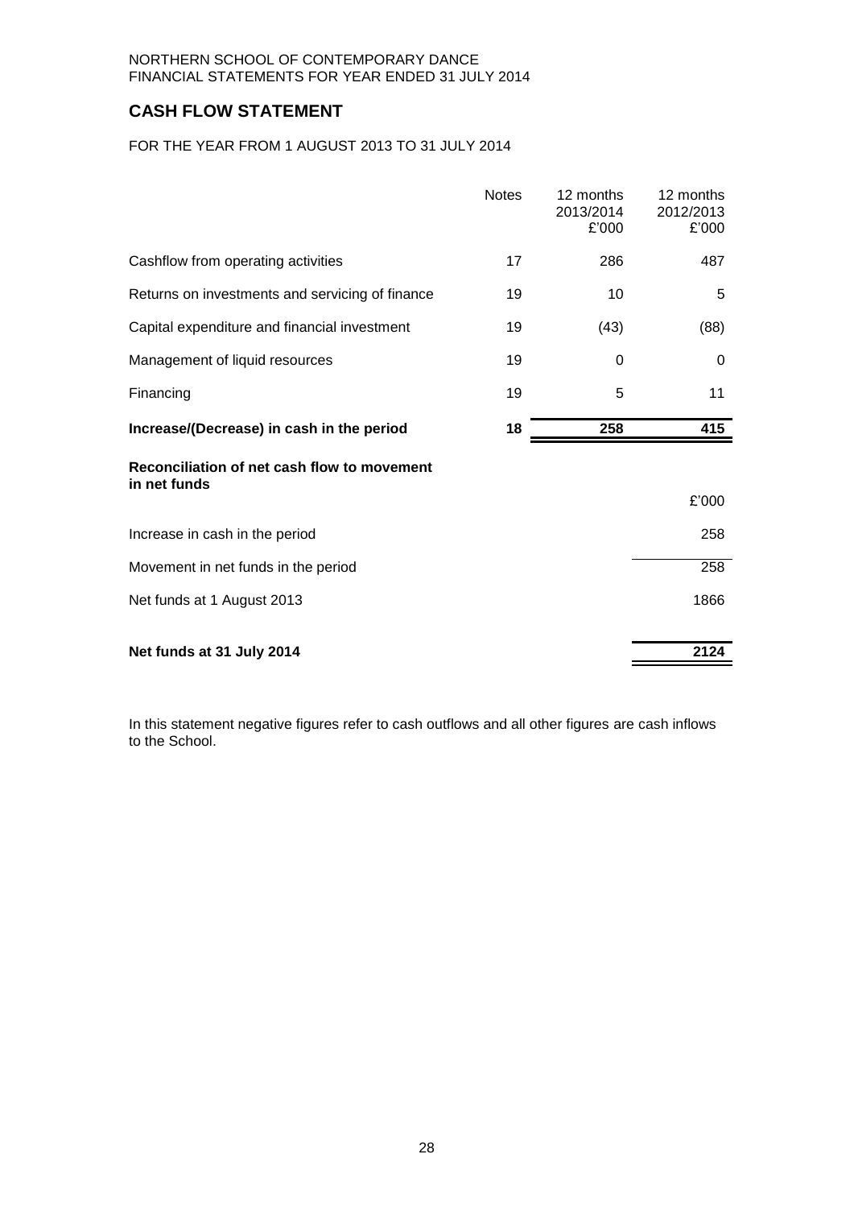NORTHERN SCHOOL OF CONTEMPORARY DANCE
FINANCIAL STATEMENTS FOR YEAR ENDED 31 JULY 2014

## CASH FLOW STATEMENT

FOR THE YEAR FROM 1 AUGUST 2013 TO 31 JULY 2014

| | Notes | 12 months 2013/2014 £'000 | 12 months 2012/2013 £'000 |
|---|---|---|---|
| Cashflow from operating activities | 17 | 286 | 487 |
| Returns on investments and servicing of finance | 19 | 10 | 5 |
| Capital expenditure and financial investment | 19 | (43) | (88) |
| Management of liquid resources | 19 | 0 | 0 |
| Financing | 19 | 5 | 11 |
| **Increase/(Decrease) in cash in the period** | **18** | **258** | **415** |

**Reconciliation of net cash flow to movement in net funds**

| | £'000 |
|---|---|
| Increase in cash in the period | 258 |
| Movement in net funds in the period | 258 |
| Net funds at 1 August 2013 | 1866 |
| **Net funds at 31 July 2014** | **2124** |

In this statement negative figures refer to cash outflows and all other figures are cash inflows to the School.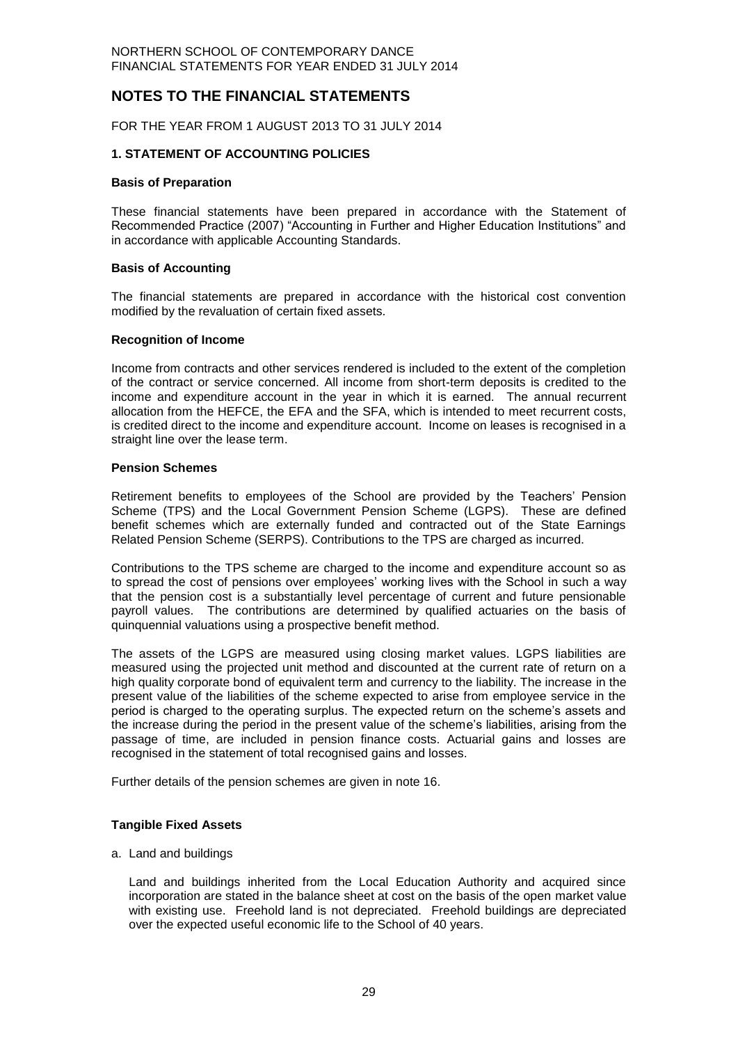# NOTES TO THE FINANCIAL STATEMENTS

FOR THE YEAR FROM 1 AUGUST 2013 TO 31 JULY 2014

## 1. STATEMENT OF ACCOUNTING POLICIES

### Basis of Preparation

These financial statements have been prepared in accordance with the Statement of Recommended Practice (2007) "Accounting in Further and Higher Education Institutions" and in accordance with applicable Accounting Standards.

### Basis of Accounting

The financial statements are prepared in accordance with the historical cost convention modified by the revaluation of certain fixed assets.

### Recognition of Income

Income from contracts and other services rendered is included to the extent of the completion of the contract or service concerned. All income from short-term deposits is credited to the income and expenditure account in the year in which it is earned. The annual recurrent allocation from the HEFCE, the EFA and the SFA, which is intended to meet recurrent costs, is credited direct to the income and expenditure account. Income on leases is recognised in a straight line over the lease term.

### Pension Schemes

Retirement benefits to employees of the School are provided by the Teachers' Pension Scheme (TPS) and the Local Government Pension Scheme (LGPS). These are defined benefit schemes which are externally funded and contracted out of the State Earnings Related Pension Scheme (SERPS). Contributions to the TPS are charged as incurred.

Contributions to the TPS scheme are charged to the income and expenditure account so as to spread the cost of pensions over employees' working lives with the School in such a way that the pension cost is a substantially level percentage of current and future pensionable payroll values. The contributions are determined by qualified actuaries on the basis of quinquennial valuations using a prospective benefit method.

The assets of the LGPS are measured using closing market values. LGPS liabilities are measured using the projected unit method and discounted at the current rate of return on a high quality corporate bond of equivalent term and currency to the liability. The increase in the present value of the liabilities of the scheme expected to arise from employee service in the period is charged to the operating surplus. The expected return on the scheme's assets and the increase during the period in the present value of the scheme's liabilities, arising from the passage of time, are included in pension finance costs. Actuarial gains and losses are recognised in the statement of total recognised gains and losses.

Further details of the pension schemes are given in note 16.

### Tangible Fixed Assets

a. Land and buildings

   Land and buildings inherited from the Local Education Authority and acquired since incorporation are stated in the balance sheet at cost on the basis of the open market value with existing use. Freehold land is not depreciated. Freehold buildings are depreciated over the expected useful economic life to the School of 40 years.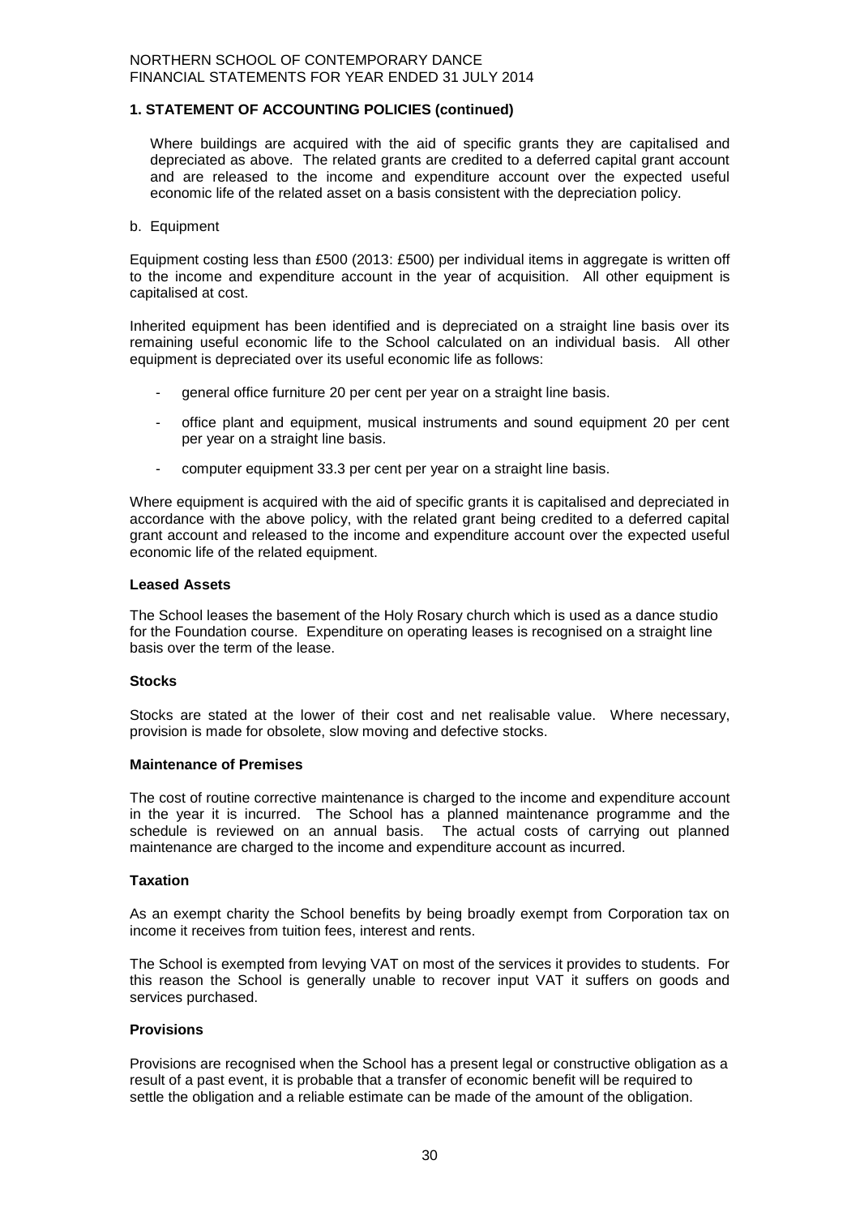## 1. STATEMENT OF ACCOUNTING POLICIES (continued)

Where buildings are acquired with the aid of specific grants they are capitalised and depreciated as above. The related grants are credited to a deferred capital grant account and are released to the income and expenditure account over the expected useful economic life of the related asset on a basis consistent with the depreciation policy.

b. Equipment

Equipment costing less than £500 (2013: £500) per individual items in aggregate is written off to the income and expenditure account in the year of acquisition. All other equipment is capitalised at cost.

Inherited equipment has been identified and is depreciated on a straight line basis over its remaining useful economic life to the School calculated on an individual basis. All other equipment is depreciated over its useful economic life as follows:

- general office furniture 20 per cent per year on a straight line basis.
- office plant and equipment, musical instruments and sound equipment 20 per cent per year on a straight line basis.
- computer equipment 33.3 per cent per year on a straight line basis.

Where equipment is acquired with the aid of specific grants it is capitalised and depreciated in accordance with the above policy, with the related grant being credited to a deferred capital grant account and released to the income and expenditure account over the expected useful economic life of the related equipment.

### Leased Assets

The School leases the basement of the Holy Rosary church which is used as a dance studio for the Foundation course. Expenditure on operating leases is recognised on a straight line basis over the term of the lease.

### Stocks

Stocks are stated at the lower of their cost and net realisable value. Where necessary, provision is made for obsolete, slow moving and defective stocks.

### Maintenance of Premises

The cost of routine corrective maintenance is charged to the income and expenditure account in the year it is incurred. The School has a planned maintenance programme and the schedule is reviewed on an annual basis. The actual costs of carrying out planned maintenance are charged to the income and expenditure account as incurred.

### Taxation

As an exempt charity the School benefits by being broadly exempt from Corporation tax on income it receives from tuition fees, interest and rents.

The School is exempted from levying VAT on most of the services it provides to students. For this reason the School is generally unable to recover input VAT it suffers on goods and services purchased.

### Provisions

Provisions are recognised when the School has a present legal or constructive obligation as a result of a past event, it is probable that a transfer of economic benefit will be required to settle the obligation and a reliable estimate can be made of the amount of the obligation.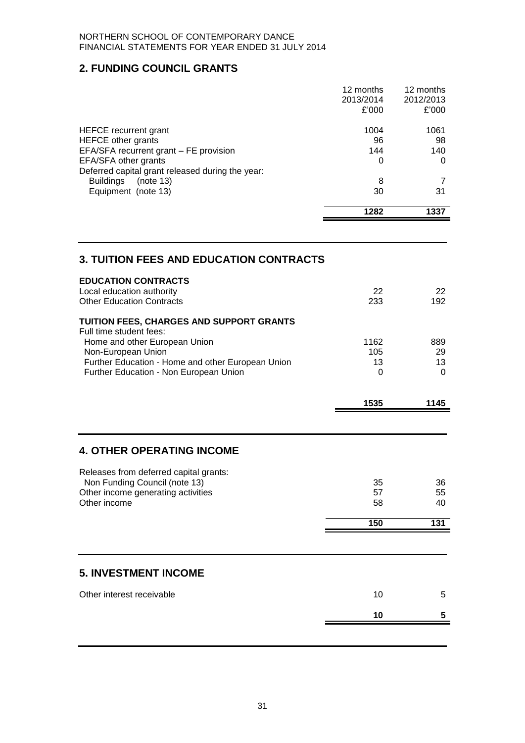## 2. FUNDING COUNCIL GRANTS

| | 12 months 2013/2014 £'000 | 12 months 2012/2013 £'000 |
|---|---|---|
| HEFCE recurrent grant | 1004 | 1061 |
| HEFCE other grants | 96 | 98 |
| EFA/SFA recurrent grant – FE provision | 144 | 140 |
| EFA/SFA other grants | 0 | 0 |
| Deferred capital grant released during the year: | | |
| Buildings (note 13) | 8 | 7 |
| Equipment (note 13) | 30 | 31 |
| | **1282** | **1337** |

## 3. TUITION FEES AND EDUCATION CONTRACTS

| | | |
|---|---|---|
| **EDUCATION CONTRACTS** | | |
| Local education authority | 22 | 22 |
| Other Education Contracts | 233 | 192 |
| **TUITION FEES, CHARGES AND SUPPORT GRANTS** | | |
| Full time student fees: | | |
| Home and other European Union | 1162 | 889 |
| Non-European Union | 105 | 29 |
| Further Education - Home and other European Union | 13 | 13 |
| Further Education - Non European Union | 0 | 0 |
| | **1535** | **1145** |

## 4. OTHER OPERATING INCOME

| | | |
|---|---|---|
| Releases from deferred capital grants: | | |
| Non Funding Council (note 13) | 35 | 36 |
| Other income generating activities | 57 | 55 |
| Other income | 58 | 40 |
| | **150** | **131** |

## 5. INVESTMENT INCOME

| | | |
|---|---|---|
| Other interest receivable | 10 | 5 |
| | **10** | **5** |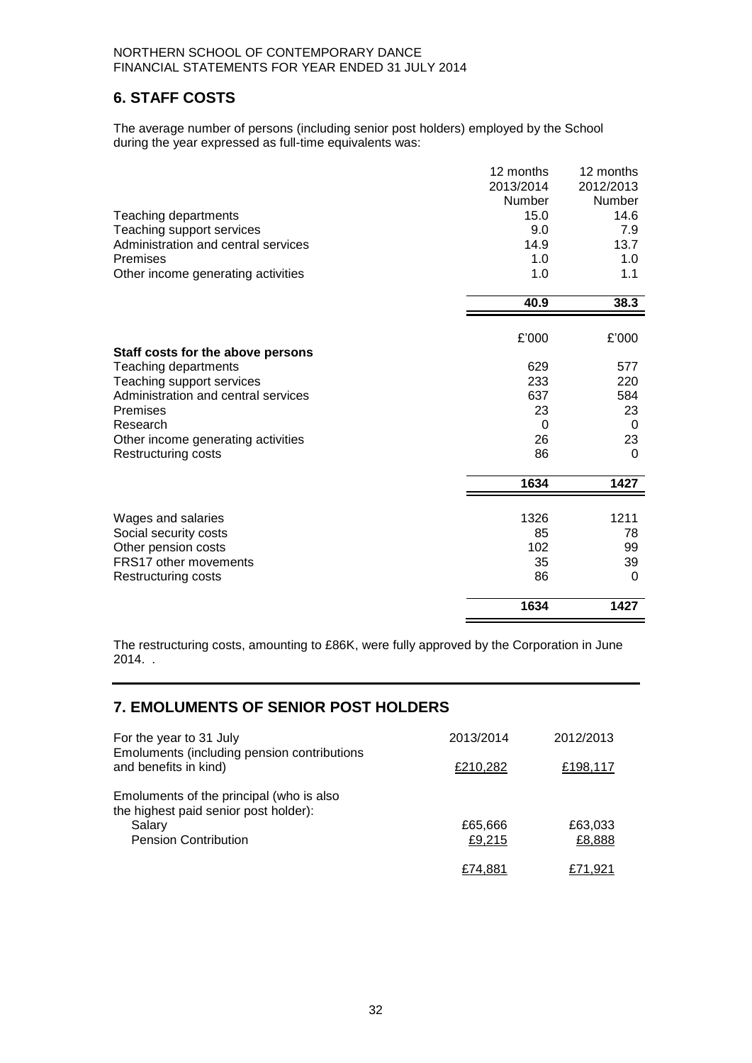NORTHERN SCHOOL OF CONTEMPORARY DANCE
FINANCIAL STATEMENTS FOR YEAR ENDED 31 JULY 2014

## 6. STAFF COSTS

The average number of persons (including senior post holders) employed by the School during the year expressed as full-time equivalents was:

| | 12 months 2013/2014 Number | 12 months 2012/2013 Number |
|---|---|---|
| Teaching departments | 15.0 | 14.6 |
| Teaching support services | 9.0 | 7.9 |
| Administration and central services | 14.9 | 13.7 |
| Premises | 1.0 | 1.0 |
| Other income generating activities | 1.0 | 1.1 |
| | **40.9** | **38.3** |

| | £'000 | £'000 |
|---|---|---|
| **Staff costs for the above persons** | | |
| Teaching departments | 629 | 577 |
| Teaching support services | 233 | 220 |
| Administration and central services | 637 | 584 |
| Premises | 23 | 23 |
| Research | 0 | 0 |
| Other income generating activities | 26 | 23 |
| Restructuring costs | 86 | 0 |
| | **1634** | **1427** |
| Wages and salaries | 1326 | 1211 |
| Social security costs | 85 | 78 |
| Other pension costs | 102 | 99 |
| FRS17 other movements | 35 | 39 |
| Restructuring costs | 86 | 0 |
| | **1634** | **1427** |

The restructuring costs, amounting to £86K, were fully approved by the Corporation in June 2014. .

## 7. EMOLUMENTS OF SENIOR POST HOLDERS

| For the year to 31 July | 2013/2014 | 2012/2013 |
|---|---|---|
| Emoluments (including pension contributions and benefits in kind) | £210,282 | £198,117 |
| Emoluments of the principal (who is also the highest paid senior post holder): | | |
| Salary | £65,666 | £63,033 |
| Pension Contribution | £9,215 | £8,888 |
| | £74,881 | £71,921 |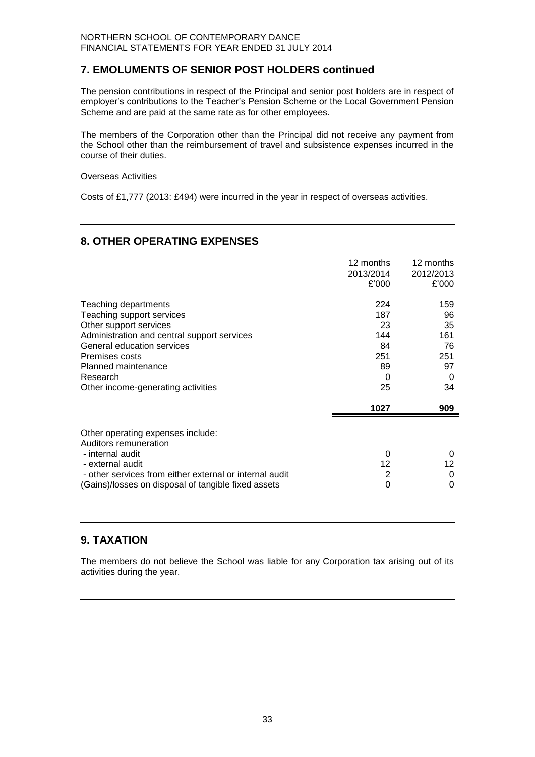## 7. EMOLUMENTS OF SENIOR POST HOLDERS continued

The pension contributions in respect of the Principal and senior post holders are in respect of employer's contributions to the Teacher's Pension Scheme or the Local Government Pension Scheme and are paid at the same rate as for other employees.

The members of the Corporation other than the Principal did not receive any payment from the School other than the reimbursement of travel and subsistence expenses incurred in the course of their duties.

Overseas Activities

Costs of £1,777 (2013: £494) were incurred in the year in respect of overseas activities.

## 8. OTHER OPERATING EXPENSES

| | 12 months 2013/2014 £'000 | 12 months 2012/2013 £'000 |
|---|---|---|
| Teaching departments | 224 | 159 |
| Teaching support services | 187 | 96 |
| Other support services | 23 | 35 |
| Administration and central support services | 144 | 161 |
| General education services | 84 | 76 |
| Premises costs | 251 | 251 |
| Planned maintenance | 89 | 97 |
| Research | 0 | 0 |
| Other income-generating activities | 25 | 34 |
| | **1027** | **909** |

| | | |
|---|---|---|
| Other operating expenses include: | | |
| Auditors remuneration | | |
| - internal audit | 0 | 0 |
| - external audit | 12 | 12 |
| - other services from either external or internal audit | 2 | 0 |
| (Gains)/losses on disposal of tangible fixed assets | 0 | 0 |

## 9. TAXATION

The members do not believe the School was liable for any Corporation tax arising out of its activities during the year.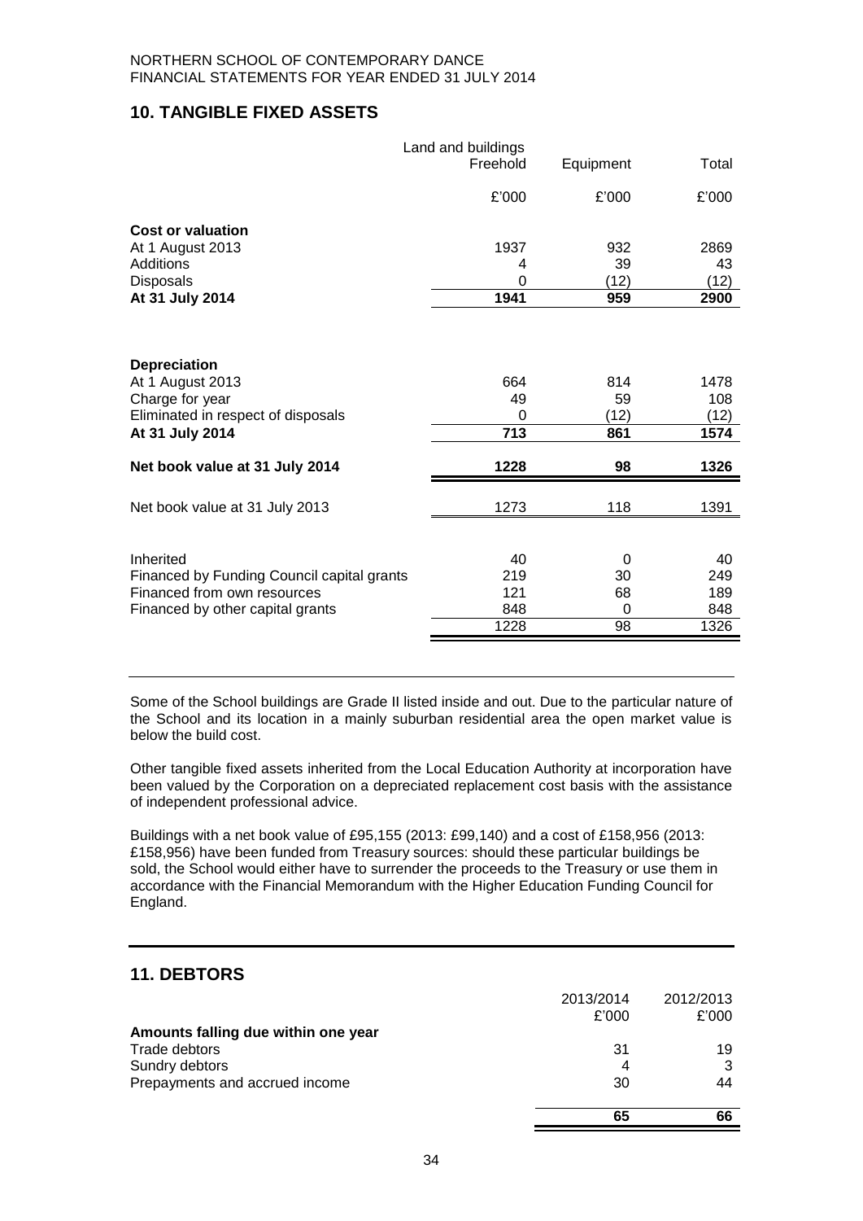## 10. TANGIBLE FIXED ASSETS

| | Land and buildings Freehold | Equipment | Total |
|---|---|---|---|
| | £'000 | £'000 | £'000 |
| **Cost or valuation** | | | |
| At 1 August 2013 | 1937 | 932 | 2869 |
| Additions | 4 | 39 | 43 |
| Disposals | 0 | (12) | (12) |
| **At 31 July 2014** | **1941** | **959** | **2900** |
| | | | |
| **Depreciation** | | | |
| At 1 August 2013 | 664 | 814 | 1478 |
| Charge for year | 49 | 59 | 108 |
| Eliminated in respect of disposals | 0 | (12) | (12) |
| **At 31 July 2014** | **713** | **861** | **1574** |
| | | | |
| **Net book value at 31 July 2014** | **1228** | **98** | **1326** |
| | | | |
| Net book value at 31 July 2013 | 1273 | 118 | 1391 |
| | | | |
| Inherited | 40 | 0 | 40 |
| Financed by Funding Council capital grants | 219 | 30 | 249 |
| Financed from own resources | 121 | 68 | 189 |
| Financed by other capital grants | 848 | 0 | 848 |
| | 1228 | 98 | 1326 |

Some of the School buildings are Grade II listed inside and out. Due to the particular nature of the School and its location in a mainly suburban residential area the open market value is below the build cost.

Other tangible fixed assets inherited from the Local Education Authority at incorporation have been valued by the Corporation on a depreciated replacement cost basis with the assistance of independent professional advice.

Buildings with a net book value of £95,155 (2013: £99,140) and a cost of £158,956 (2013: £158,956) have been funded from Treasury sources: should these particular buildings be sold, the School would either have to surrender the proceeds to the Treasury or use them in accordance with the Financial Memorandum with the Higher Education Funding Council for England.

## 11. DEBTORS

| | 2013/2014 | 2012/2013 |
|---|---|---|
| | £'000 | £'000 |
| **Amounts falling due within one year** | | |
| Trade debtors | 31 | 19 |
| Sundry debtors | 4 | 3 |
| Prepayments and accrued income | 30 | 44 |
| | **65** | **66** |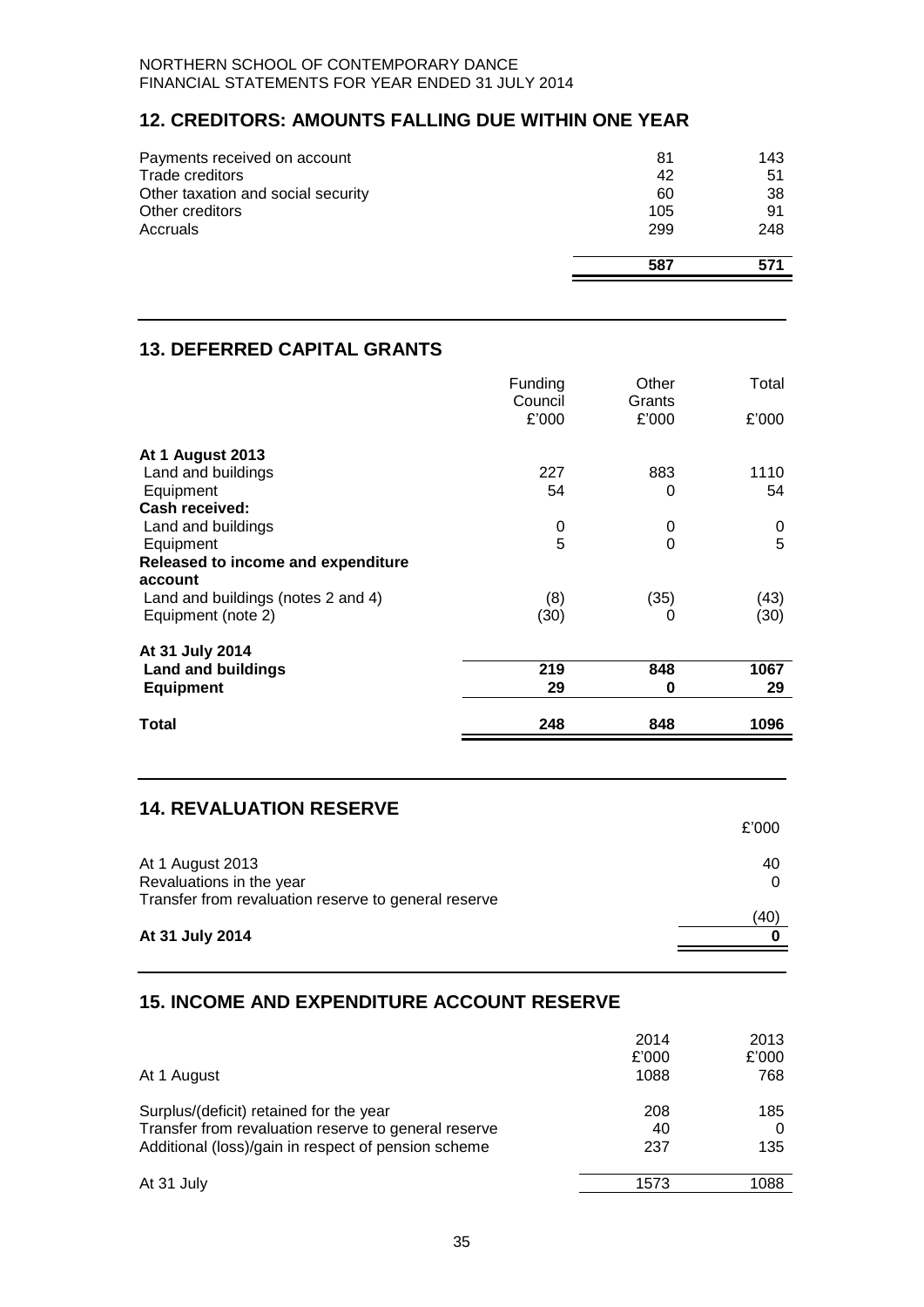NORTHERN SCHOOL OF CONTEMPORARY DANCE
FINANCIAL STATEMENTS FOR YEAR ENDED 31 JULY 2014

## 12. CREDITORS: AMOUNTS FALLING DUE WITHIN ONE YEAR

| | | |
|---|---|---|
| Payments received on account | 81 | 143 |
| Trade creditors | 42 | 51 |
| Other taxation and social security | 60 | 38 |
| Other creditors | 105 | 91 |
| Accruals | 299 | 248 |
| | **587** | **571** |

## 13. DEFERRED CAPITAL GRANTS

| | Funding Council £'000 | Other Grants £'000 | Total £'000 |
|---|---|---|---|
| **At 1 August 2013** | | | |
| Land and buildings | 227 | 883 | 1110 |
| Equipment | 54 | 0 | 54 |
| **Cash received:** | | | |
| Land and buildings | 0 | 0 | 0 |
| Equipment | 5 | 0 | 5 |
| **Released to income and expenditure account** | | | |
| Land and buildings (notes 2 and 4) | (8) | (35) | (43) |
| Equipment (note 2) | (30) | 0 | (30) |
| **At 31 July 2014** | | | |
| **Land and buildings** | **219** | **848** | **1067** |
| **Equipment** | **29** | **0** | **29** |
| **Total** | **248** | **848** | **1096** |

## 14. REVALUATION RESERVE

| | £'000 |
|---|---|
| At 1 August 2013 | 40 |
| Revaluations in the year | 0 |
| Transfer from revaluation reserve to general reserve | (40) |
| **At 31 July 2014** | **0** |

## 15. INCOME AND EXPENDITURE ACCOUNT RESERVE

| | 2014 £'000 | 2013 £'000 |
|---|---|---|
| At 1 August | 1088 | 768 |
| Surplus/(deficit) retained for the year | 208 | 185 |
| Transfer from revaluation reserve to general reserve | 40 | 0 |
| Additional (loss)/gain in respect of pension scheme | 237 | 135 |
| At 31 July | 1573 | 1088 |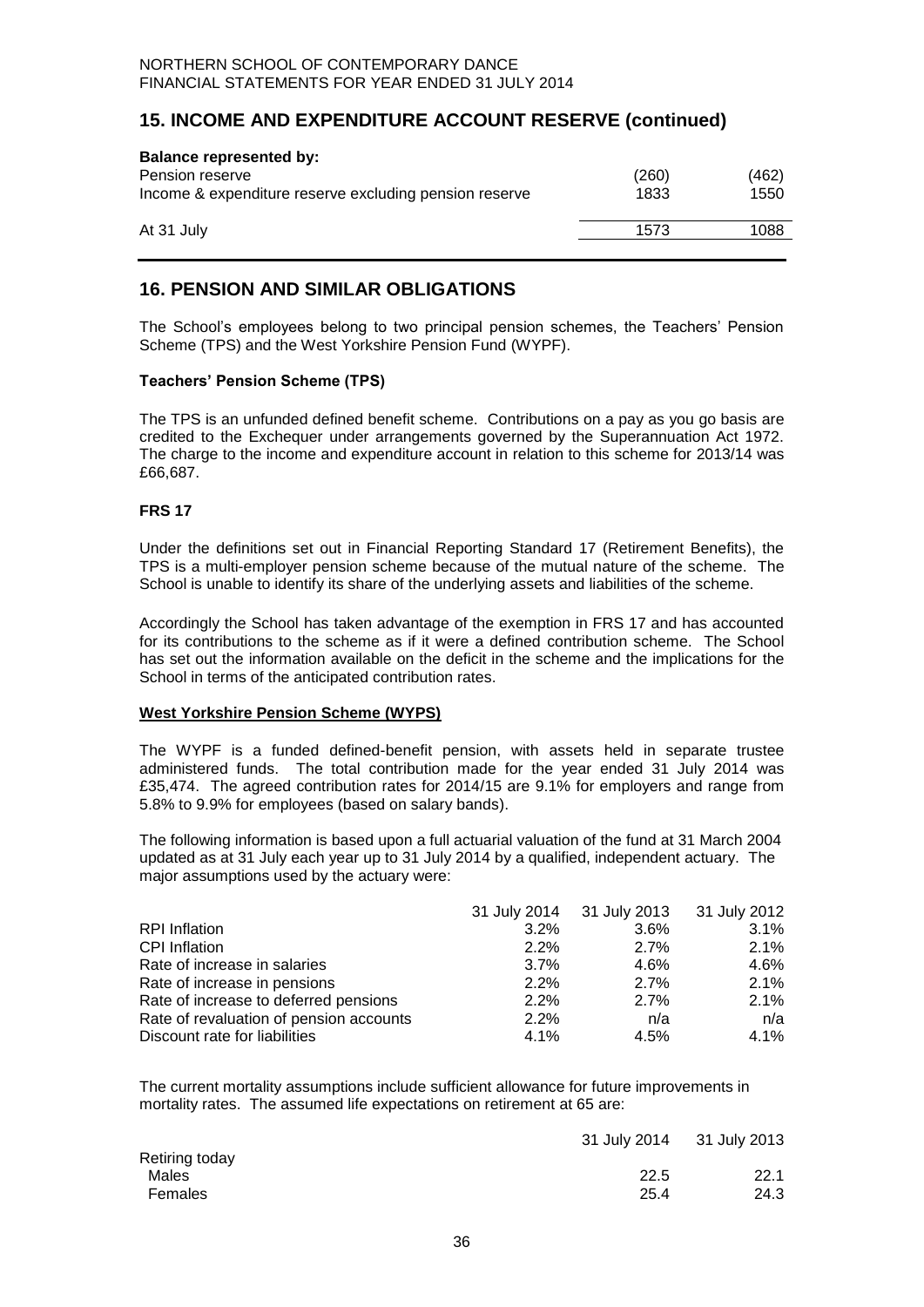## 15. INCOME AND EXPENDITURE ACCOUNT RESERVE (continued)

| **Balance represented by:** | | |
|---|---|---|
| Pension reserve | (260) | (462) |
| Income & expenditure reserve excluding pension reserve | 1833 | 1550 |
| At 31 July | 1573 | 1088 |

## 16. PENSION AND SIMILAR OBLIGATIONS

The School's employees belong to two principal pension schemes, the Teachers' Pension Scheme (TPS) and the West Yorkshire Pension Fund (WYPF).

### Teachers' Pension Scheme (TPS)

The TPS is an unfunded defined benefit scheme. Contributions on a pay as you go basis are credited to the Exchequer under arrangements governed by the Superannuation Act 1972. The charge to the income and expenditure account in relation to this scheme for 2013/14 was £66,687.

### FRS 17

Under the definitions set out in Financial Reporting Standard 17 (Retirement Benefits), the TPS is a multi-employer pension scheme because of the mutual nature of the scheme. The School is unable to identify its share of the underlying assets and liabilities of the scheme.

Accordingly the School has taken advantage of the exemption in FRS 17 and has accounted for its contributions to the scheme as if it were a defined contribution scheme. The School has set out the information available on the deficit in the scheme and the implications for the School in terms of the anticipated contribution rates.

### West Yorkshire Pension Scheme (WYPS)

The WYPF is a funded defined-benefit pension, with assets held in separate trustee administered funds. The total contribution made for the year ended 31 July 2014 was £35,474. The agreed contribution rates for 2014/15 are 9.1% for employers and range from 5.8% to 9.9% for employees (based on salary bands).

The following information is based upon a full actuarial valuation of the fund at 31 March 2004 updated as at 31 July each year up to 31 July 2014 by a qualified, independent actuary. The major assumptions used by the actuary were:

| | 31 July 2014 | 31 July 2013 | 31 July 2012 |
|---|---|---|---|
| RPI Inflation | 3.2% | 3.6% | 3.1% |
| CPI Inflation | 2.2% | 2.7% | 2.1% |
| Rate of increase in salaries | 3.7% | 4.6% | 4.6% |
| Rate of increase in pensions | 2.2% | 2.7% | 2.1% |
| Rate of increase to deferred pensions | 2.2% | 2.7% | 2.1% |
| Rate of revaluation of pension accounts | 2.2% | n/a | n/a |
| Discount rate for liabilities | 4.1% | 4.5% | 4.1% |

The current mortality assumptions include sufficient allowance for future improvements in mortality rates. The assumed life expectations on retirement at 65 are:

| | 31 July 2014 | 31 July 2013 |
|---|---|---|
| Retiring today | | |
| Males | 22.5 | 22.1 |
| Females | 25.4 | 24.3 |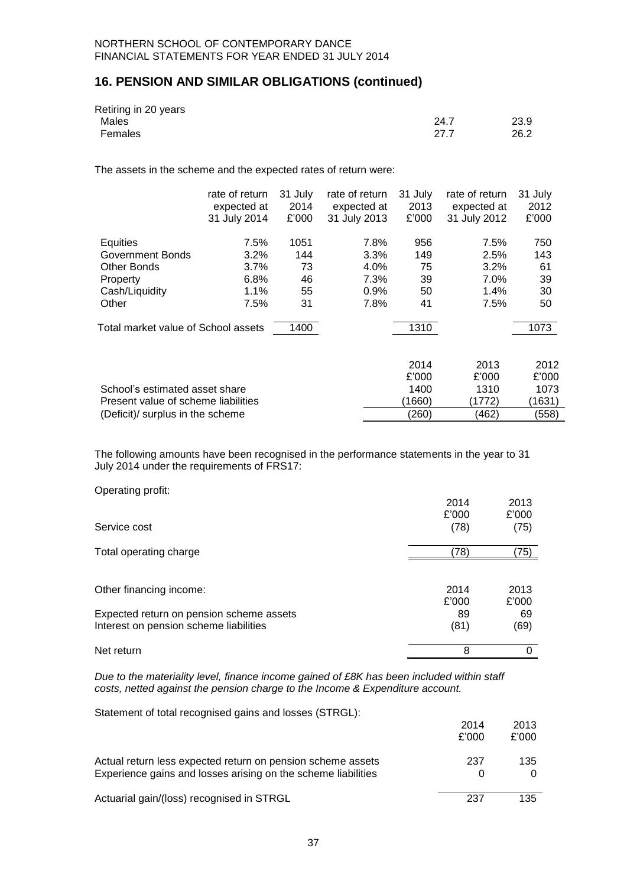## 16. PENSION AND SIMILAR OBLIGATIONS (continued)

| Retiring in 20 years | | |
|---|---|---|
| Males | 24.7 | 23.9 |
| Females | 27.7 | 26.2 |

The assets in the scheme and the expected rates of return were:

| | rate of return expected at 31 July 2014 | 31 July 2014 £'000 | rate of return expected at 31 July 2013 | 31 July 2013 £'000 | rate of return expected at 31 July 2012 | 31 July 2012 £'000 |
|---|---|---|---|---|---|---|
| Equities | 7.5% | 1051 | 7.8% | 956 | 7.5% | 750 |
| Government Bonds | 3.2% | 144 | 3.3% | 149 | 2.5% | 143 |
| Other Bonds | 3.7% | 73 | 4.0% | 75 | 3.2% | 61 |
| Property | 6.8% | 46 | 7.3% | 39 | 7.0% | 39 |
| Cash/Liquidity | 1.1% | 55 | 0.9% | 50 | 1.4% | 30 |
| Other | 7.5% | 31 | 7.8% | 41 | 7.5% | 50 |
| Total market value of School assets | | 1400 | | 1310 | | 1073 |

| | 2014 £'000 | 2013 £'000 | 2012 £'000 |
|---|---|---|---|
| School's estimated asset share | 1400 | 1310 | 1073 |
| Present value of scheme liabilities | (1660) | (1772) | (1631) |
| (Deficit)/ surplus in the scheme | (260) | (462) | (558) |

The following amounts have been recognised in the performance statements in the year to 31 July 2014 under the requirements of FRS17:

Operating profit:

| | 2014 £'000 | 2013 £'000 |
|---|---|---|
| Service cost | (78) | (75) |
| Total operating charge | (78) | (75) |

| Other financing income: | 2014 £'000 | 2013 £'000 |
|---|---|---|
| Expected return on pension scheme assets | 89 | 69 |
| Interest on pension scheme liabilities | (81) | (69) |
| Net return | 8 | 0 |

*Due to the materiality level, finance income gained of £8K has been included within staff costs, netted against the pension charge to the Income & Expenditure account.*

Statement of total recognised gains and losses (STRGL):

| | 2014 £'000 | 2013 £'000 |
|---|---|---|
| Actual return less expected return on pension scheme assets | 237 | 135 |
| Experience gains and losses arising on the scheme liabilities | 0 | 0 |
| Actuarial gain/(loss) recognised in STRGL | 237 | 135 |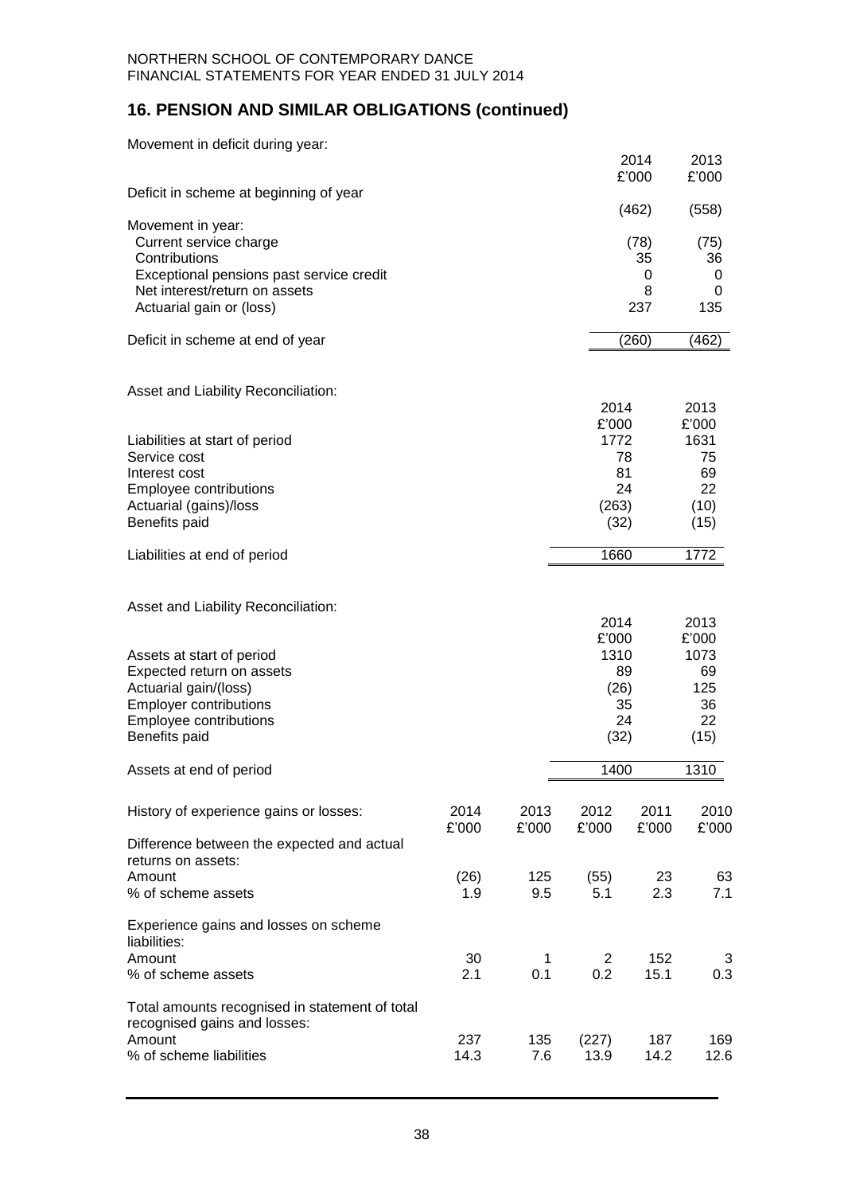## 16. PENSION AND SIMILAR OBLIGATIONS (continued)

Movement in deficit during year:

| | 2014 £'000 | 2013 £'000 |
|---|---|---|
| Deficit in scheme at beginning of year | (462) | (558) |
| Movement in year: | | |
| Current service charge | (78) | (75) |
| Contributions | 35 | 36 |
| Exceptional pensions past service credit | 0 | 0 |
| Net interest/return on assets | 8 | 0 |
| Actuarial gain or (loss) | 237 | 135 |
| Deficit in scheme at end of year | (260) | (462) |

Asset and Liability Reconciliation:

| | 2014 £'000 | 2013 £'000 |
|---|---|---|
| Liabilities at start of period | 1772 | 1631 |
| Service cost | 78 | 75 |
| Interest cost | 81 | 69 |
| Employee contributions | 24 | 22 |
| Actuarial (gains)/loss | (263) | (10) |
| Benefits paid | (32) | (15) |
| Liabilities at end of period | 1660 | 1772 |

Asset and Liability Reconciliation:

| | 2014 £'000 | 2013 £'000 |
|---|---|---|
| Assets at start of period | 1310 | 1073 |
| Expected return on assets | 89 | 69 |
| Actuarial gain/(loss) | (26) | 125 |
| Employer contributions | 35 | 36 |
| Employee contributions | 24 | 22 |
| Benefits paid | (32) | (15) |
| Assets at end of period | 1400 | 1310 |

| History of experience gains or losses: | 2014 £'000 | 2013 £'000 | 2012 £'000 | 2011 £'000 | 2010 £'000 |
|---|---|---|---|---|---|
| Difference between the expected and actual returns on assets: | | | | | |
| Amount | (26) | 125 | (55) | 23 | 63 |
| % of scheme assets | 1.9 | 9.5 | 5.1 | 2.3 | 7.1 |
| Experience gains and losses on scheme liabilities: | | | | | |
| Amount | 30 | 1 | 2 | 152 | 3 |
| % of scheme assets | 2.1 | 0.1 | 0.2 | 15.1 | 0.3 |
| Total amounts recognised in statement of total recognised gains and losses: | | | | | |
| Amount | 237 | 135 | (227) | 187 | 169 |
| % of scheme liabilities | 14.3 | 7.6 | 13.9 | 14.2 | 12.6 |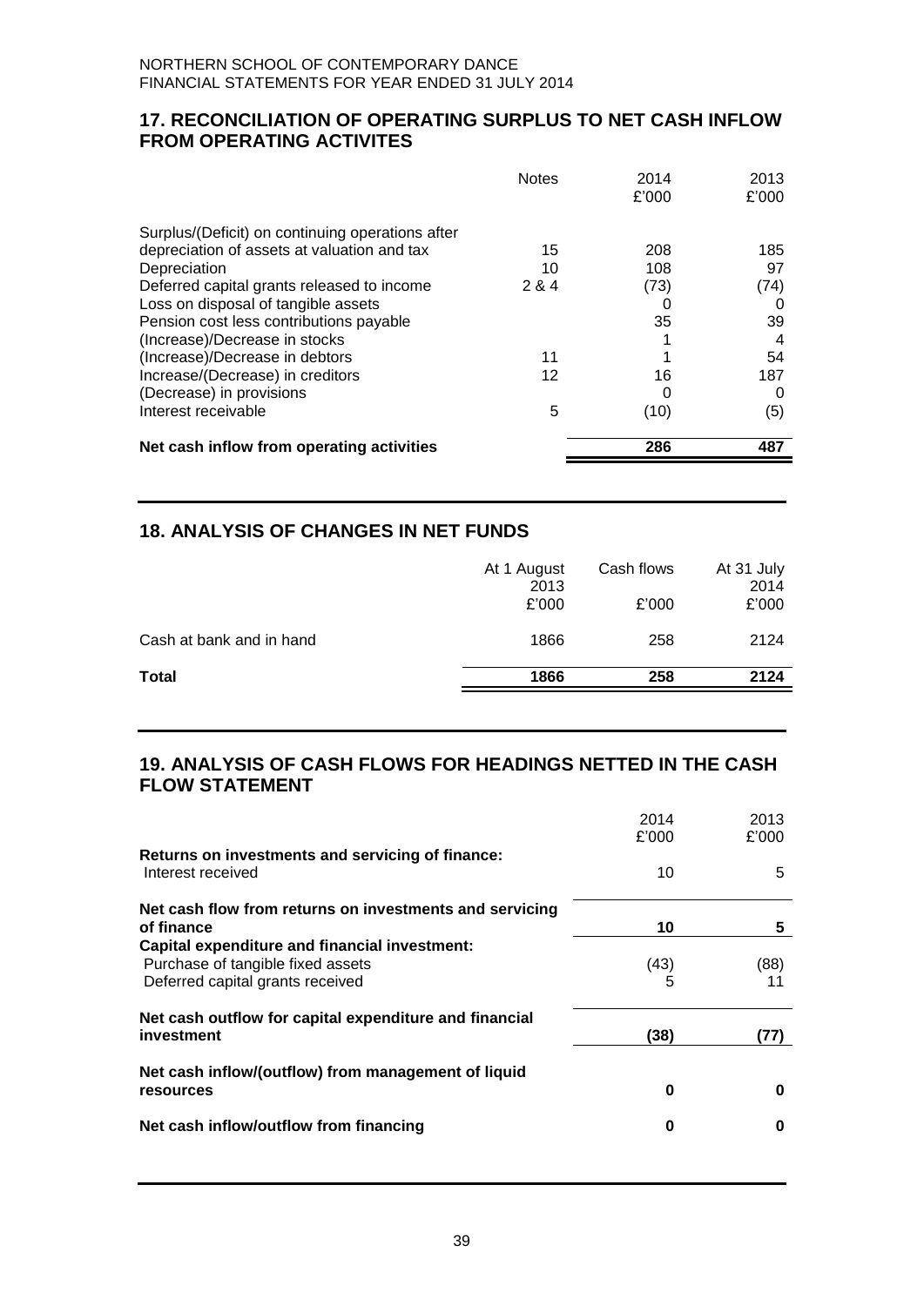NORTHERN SCHOOL OF CONTEMPORARY DANCE
FINANCIAL STATEMENTS FOR YEAR ENDED 31 JULY 2014

## 17. RECONCILIATION OF OPERATING SURPLUS TO NET CASH INFLOW FROM OPERATING ACTIVITES

| | Notes | 2014 £'000 | 2013 £'000 |
|---|---|---|---|
| Surplus/(Deficit) on continuing operations after depreciation of assets at valuation and tax | 15 | 208 | 185 |
| Depreciation | 10 | 108 | 97 |
| Deferred capital grants released to income | 2 & 4 | (73) | (74) |
| Loss on disposal of tangible assets | | 0 | 0 |
| Pension cost less contributions payable | | 35 | 39 |
| (Increase)/Decrease in stocks | | 1 | 4 |
| (Increase)/Decrease in debtors | 11 | 1 | 54 |
| Increase/(Decrease) in creditors | 12 | 16 | 187 |
| (Decrease) in provisions | | 0 | 0 |
| Interest receivable | 5 | (10) | (5) |
| **Net cash inflow from operating activities** | | **286** | **487** |

## 18. ANALYSIS OF CHANGES IN NET FUNDS

| | At 1 August 2013 £'000 | Cash flows £'000 | At 31 July 2014 £'000 |
|---|---|---|---|
| Cash at bank and in hand | 1866 | 258 | 2124 |
| **Total** | **1866** | **258** | **2124** |

## 19. ANALYSIS OF CASH FLOWS FOR HEADINGS NETTED IN THE CASH FLOW STATEMENT

| | 2014 £'000 | 2013 £'000 |
|---|---|---|
| **Returns on investments and servicing of finance:** | | |
| Interest received | 10 | 5 |
| **Net cash flow from returns on investments and servicing of finance** | **10** | **5** |
| **Capital expenditure and financial investment:** | | |
| Purchase of tangible fixed assets | (43) | (88) |
| Deferred capital grants received | 5 | 11 |
| **Net cash outflow for capital expenditure and financial investment** | **(38)** | **(77)** |
| **Net cash inflow/(outflow) from management of liquid resources** | **0** | **0** |
| **Net cash inflow/outflow from financing** | **0** | **0** |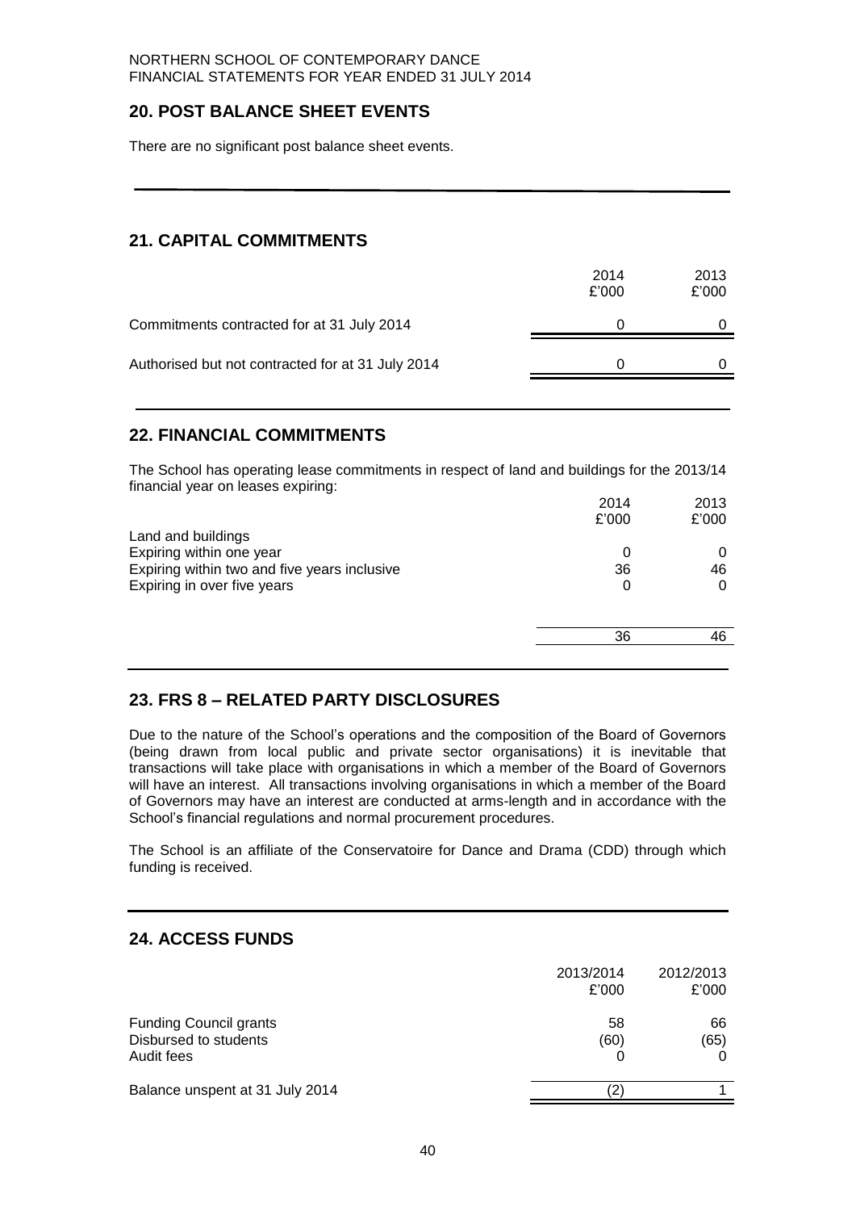## 20. POST BALANCE SHEET EVENTS

There are no significant post balance sheet events.

## 21. CAPITAL COMMITMENTS

| | 2014 £'000 | 2013 £'000 |
|---|---|---|
| Commitments contracted for at 31 July 2014 | 0 | 0 |
| Authorised but not contracted for at 31 July 2014 | 0 | 0 |

## 22. FINANCIAL COMMITMENTS

The School has operating lease commitments in respect of land and buildings for the 2013/14 financial year on leases expiring:

| | 2014 £'000 | 2013 £'000 |
|---|---|---|
| Land and buildings | | |
| Expiring within one year | 0 | 0 |
| Expiring within two and five years inclusive | 36 | 46 |
| Expiring in over five years | 0 | 0 |
| | 36 | 46 |

## 23. FRS 8 – RELATED PARTY DISCLOSURES

Due to the nature of the School's operations and the composition of the Board of Governors (being drawn from local public and private sector organisations) it is inevitable that transactions will take place with organisations in which a member of the Board of Governors will have an interest. All transactions involving organisations in which a member of the Board of Governors may have an interest are conducted at arms-length and in accordance with the School's financial regulations and normal procurement procedures.

The School is an affiliate of the Conservatoire for Dance and Drama (CDD) through which funding is received.

## 24. ACCESS FUNDS

| | 2013/2014 £'000 | 2012/2013 £'000 |
|---|---|---|
| Funding Council grants | 58 | 66 |
| Disbursed to students | (60) | (65) |
| Audit fees | 0 | 0 |
| Balance unspent at 31 July 2014 | (2) | 1 |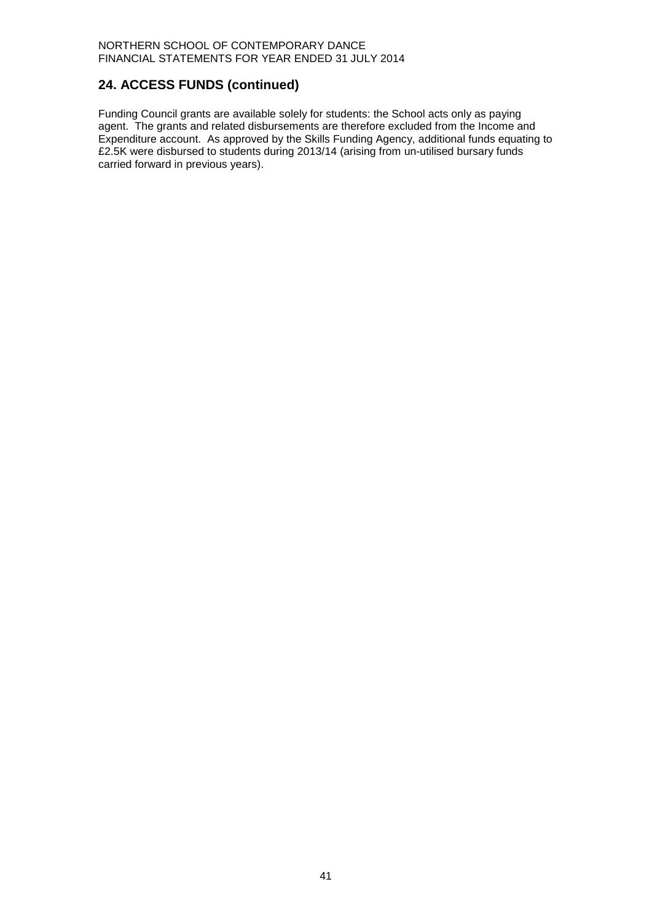## 24. ACCESS FUNDS (continued)

Funding Council grants are available solely for students: the School acts only as paying agent. The grants and related disbursements are therefore excluded from the Income and Expenditure account. As approved by the Skills Funding Agency, additional funds equating to £2.5K were disbursed to students during 2013/14 (arising from un-utilised bursary funds carried forward in previous years).